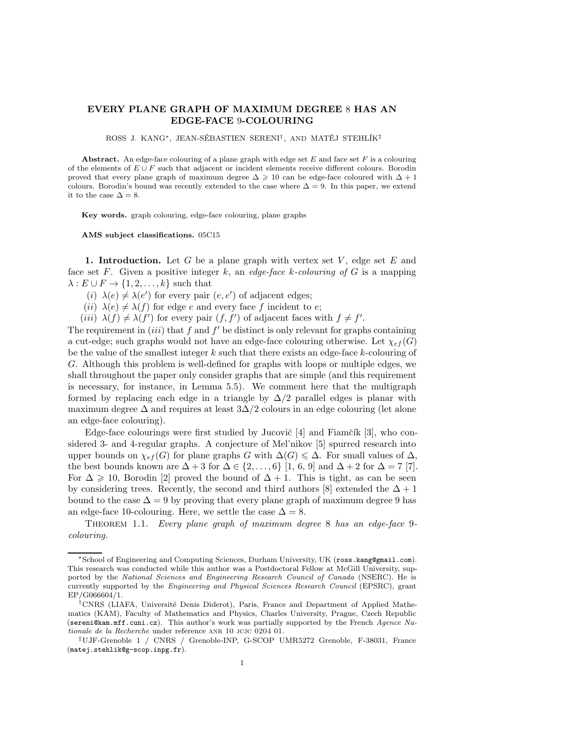# EVERY PLANE GRAPH OF MAXIMUM DEGREE 8 HAS AN EDGE-FACE 9-COLOURING

ROSS J. KANG*, JEAN-SÉBASTIEN SERENI†, AND MATĚJ STEHLÍK‡

**Abstract.** An edge-face colouring of a plane graph with edge set $E$ and face set $F$ is a colouring of the elements of $E \cup F$ such that adjacent or incident elements receive different colours. Borodin proved that every plane graph of maximum degree $\Delta \geqslant 10$ can be edge-face coloured with $\Delta + 1$ colours. Borodin's bound was recently extended to the case where $\Delta = 9$. In this paper, we extend it to the case $\Delta = 8$.

**Key words.** graph colouring, edge-face colouring, plane graphs

**AMS subject classifications.** 05C15

## 1. Introduction.

Let $G$ be a plane graph with vertex set $V$, edge set $E$ and face set $F$. Given a positive integer $k$, an *edge-face $k$-colouring of $G$* is a mapping $\lambda : E \cup F \to \{1, 2, \ldots, k\}$ such that

(*i*) $\lambda(e) \neq \lambda(e')$ for every pair $(e, e')$ of adjacent edges;
(*ii*) $\lambda(e) \neq \lambda(f)$ for edge $e$ and every face $f$ incident to $e$;
(*iii*) $\lambda(f) \neq \lambda(f')$ for every pair $(f, f')$ of adjacent faces with $f \neq f'$.

The requirement in (*iii*) that $f$ and $f'$ be distinct is only relevant for graphs containing a cut-edge; such graphs would not have an edge-face colouring otherwise. Let $\chi_{ef}(G)$ be the value of the smallest integer $k$ such that there exists an edge-face $k$-colouring of $G$. Although this problem is well-defined for graphs with loops or multiple edges, we shall throughout the paper only consider graphs that are simple (and this requirement is necessary, for instance, in Lemma 5.5). We comment here that the multigraph formed by replacing each edge in a triangle by $\Delta/2$ parallel edges is planar with maximum degree $\Delta$ and requires at least $3\Delta/2$ colours in an edge colouring (let alone an edge-face colouring).

Edge-face colourings were first studied by Jucovič [4] and Fiamčík [3], who considered 3- and 4-regular graphs. A conjecture of Mel'nikov [5] spurred research into upper bounds on $\chi_{ef}(G)$ for plane graphs $G$ with $\Delta(G) \leqslant \Delta$. For small values of $\Delta$, the best bounds known are $\Delta + 3$ for $\Delta \in \{2, \ldots, 6\}$ [1, 6, 9] and $\Delta + 2$ for $\Delta = 7$ [7]. For $\Delta \geqslant 10$, Borodin [2] proved the bound of $\Delta + 1$. This is tight, as can be seen by considering trees. Recently, the second and third authors [8] extended the $\Delta + 1$ bound to the case $\Delta = 9$ by proving that every plane graph of maximum degree 9 has an edge-face 10-colouring. Here, we settle the case $\Delta = 8$.

THEOREM 1.1. *Every plane graph of maximum degree 8 has an edge-face 9-colouring.*

---

*School of Engineering and Computing Sciences, Durham University, UK (ross.kang@gmail.com). This research was conducted while this author was a Postdoctoral Fellow at McGill University, supported by the *National Sciences and Engineering Research Council of Canada* (NSERC). He is currently supported by the *Engineering and Physical Sciences Research Council* (EPSRC), grant EP/G066604/1.

†CNRS (LIAFA, Université Denis Diderot), Paris, France and Department of Applied Mathematics (KAM), Faculty of Mathematics and Physics, Charles University, Prague, Czech Republic (sereni@kam.mff.cuni.cz). This author's work was partially supported by the French *Agence Nationale de la Recherche* under reference ANR 10 JCJC 0204 01.

‡UJF-Grenoble 1 / CNRS / Grenoble-INP, G-SCOP UMR5272 Grenoble, F-38031, France (matej.stehlik@g-scop.inpg.fr).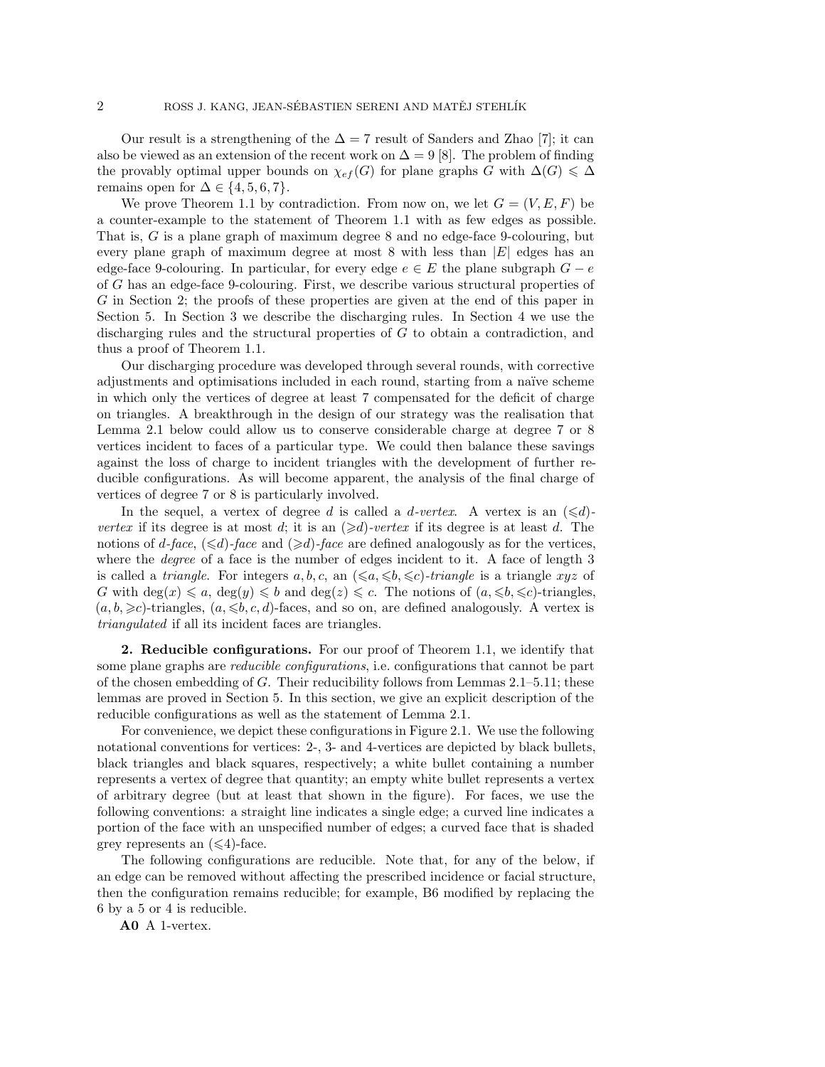Our result is a strengthening of the $\Delta = 7$ result of Sanders and Zhao [7]; it can also be viewed as an extension of the recent work on $\Delta = 9$ [8]. The problem of finding the provably optimal upper bounds on $\chi_{ef}(G)$ for plane graphs $G$ with $\Delta(G) \leqslant \Delta$ remains open for $\Delta \in \{4, 5, 6, 7\}$.

We prove Theorem 1.1 by contradiction. From now on, we let $G = (V, E, F)$ be a counter-example to the statement of Theorem 1.1 with as few edges as possible. That is, $G$ is a plane graph of maximum degree 8 and no edge-face 9-colouring, but every plane graph of maximum degree at most 8 with less than $|E|$ edges has an edge-face 9-colouring. In particular, for every edge $e \in E$ the plane subgraph $G - e$ of $G$ has an edge-face 9-colouring. First, we describe various structural properties of $G$ in Section 2; the proofs of these properties are given at the end of this paper in Section 5. In Section 3 we describe the discharging rules. In Section 4 we use the discharging rules and the structural properties of $G$ to obtain a contradiction, and thus a proof of Theorem 1.1.

Our discharging procedure was developed through several rounds, with corrective adjustments and optimisations included in each round, starting from a naïve scheme in which only the vertices of degree at least 7 compensated for the deficit of charge on triangles. A breakthrough in the design of our strategy was the realisation that Lemma 2.1 below could allow us to conserve considerable charge at degree 7 or 8 vertices incident to faces of a particular type. We could then balance these savings against the loss of charge to incident triangles with the development of further reducible configurations. As will become apparent, the analysis of the final charge of vertices of degree 7 or 8 is particularly involved.

In the sequel, a vertex of degree $d$ is called a *$d$-vertex*. A vertex is an *$(\leqslant d)$-vertex* if its degree is at most $d$; it is an *$(\geqslant d)$-vertex* if its degree is at least $d$. The notions of *$d$-face*, *$(\leqslant d)$-face* and *$(\geqslant d)$-face* are defined analogously as for the vertices, where the *degree* of a face is the number of edges incident to it. A face of length 3 is called a *triangle*. For integers $a, b, c$, an *$(\leqslant a, \leqslant b, \leqslant c)$-triangle* is a triangle $xyz$ of $G$ with $\deg(x) \leqslant a$, $\deg(y) \leqslant b$ and $\deg(z) \leqslant c$. The notions of $(a, \leqslant b, \leqslant c)$-triangles, $(a, b, \geqslant c)$-triangles, $(a, \leqslant b, c, d)$-faces, and so on, are defined analogously. A vertex is *triangulated* if all its incident faces are triangles.

**2. Reducible configurations.** For our proof of Theorem 1.1, we identify that some plane graphs are *reducible configurations*, i.e. configurations that cannot be part of the chosen embedding of $G$. Their reducibility follows from Lemmas 2.1–5.11; these lemmas are proved in Section 5. In this section, we give an explicit description of the reducible configurations as well as the statement of Lemma 2.1.

For convenience, we depict these configurations in Figure 2.1. We use the following notational conventions for vertices: 2-, 3- and 4-vertices are depicted by black bullets, black triangles and black squares, respectively; a white bullet containing a number represents a vertex of degree that quantity; an empty white bullet represents a vertex of arbitrary degree (but at least that shown in the figure). For faces, we use the following conventions: a straight line indicates a single edge; a curved line indicates a portion of the face with an unspecified number of edges; a curved face that is shaded grey represents an $(\leqslant 4)$-face.

The following configurations are reducible. Note that, for any of the below, if an edge can be removed without affecting the prescribed incidence or facial structure, then the configuration remains reducible; for example, B6 modified by replacing the 6 by a 5 or 4 is reducible.

**A0** A 1-vertex.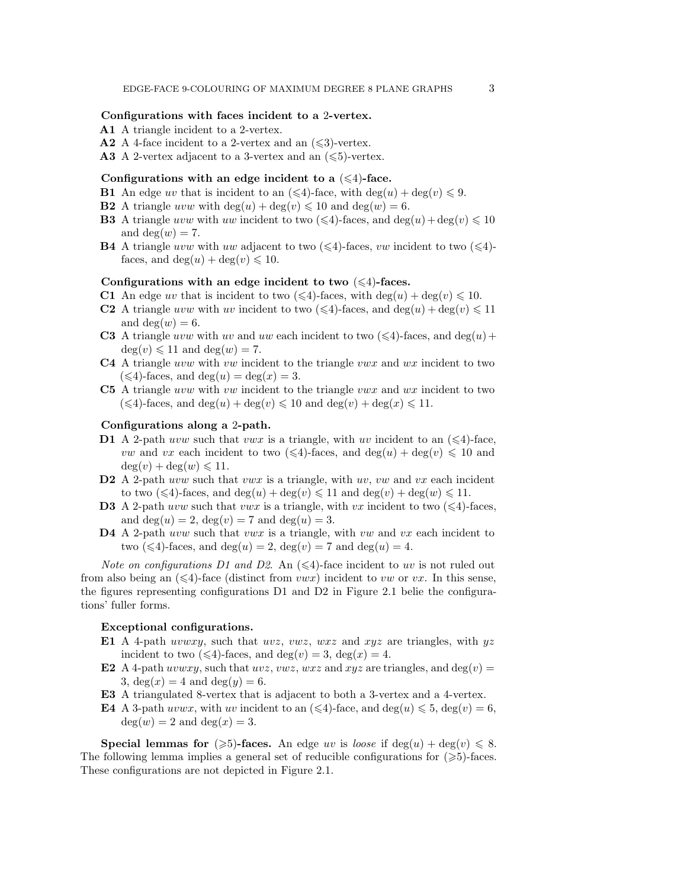**Configurations with faces incident to a 2-vertex.**

- **A1** A triangle incident to a 2-vertex.
- **A2** A 4-face incident to a 2-vertex and an ($\leqslant$3)-vertex.
- **A3** A 2-vertex adjacent to a 3-vertex and an ($\leqslant$5)-vertex.

**Configurations with an edge incident to a ($\leqslant$4)-face.**

- **B1** An edge $uv$ that is incident to an ($\leqslant$4)-face, with $\deg(u) + \deg(v) \leqslant 9$.
- **B2** A triangle $uvw$ with $\deg(u) + \deg(v) \leqslant 10$ and $\deg(w) = 6$.
- **B3** A triangle $uvw$ with $uw$ incident to two ($\leqslant$4)-faces, and $\deg(u)+\deg(v) \leqslant 10$ and $\deg(w) = 7$.
- **B4** A triangle $uvw$ with $uw$ adjacent to two ($\leqslant$4)-faces, $vw$ incident to two ($\leqslant$4)-faces, and $\deg(u) + \deg(v) \leqslant 10$.

**Configurations with an edge incident to two ($\leqslant$4)-faces.**

- **C1** An edge $uv$ that is incident to two ($\leqslant$4)-faces, with $\deg(u) + \deg(v) \leqslant 10$.
- **C2** A triangle $uvw$ with $uv$ incident to two ($\leqslant$4)-faces, and $\deg(u) + \deg(v) \leqslant 11$ and $\deg(w) = 6$.
- **C3** A triangle $uvw$ with $uv$ and $uw$ each incident to two ($\leqslant$4)-faces, and $\deg(u) + \deg(v) \leqslant 11$ and $\deg(w) = 7$.
- **C4** A triangle $uvw$ with $vw$ incident to the triangle $vwx$ and $wx$ incident to two ($\leqslant$4)-faces, and $\deg(u) = \deg(x) = 3$.
- **C5** A triangle $uvw$ with $vw$ incident to the triangle $vwx$ and $wx$ incident to two ($\leqslant$4)-faces, and $\deg(u) + \deg(v) \leqslant 10$ and $\deg(v) + \deg(x) \leqslant 11$.

**Configurations along a 2-path.**

- **D1** A 2-path $uvw$ such that $vwx$ is a triangle, with $uv$ incident to an ($\leqslant$4)-face, $vw$ and $vx$ each incident to two ($\leqslant$4)-faces, and $\deg(u) + \deg(v) \leqslant 10$ and $\deg(v) + \deg(w) \leqslant 11$.
- **D2** A 2-path $uvw$ such that $vwx$ is a triangle, with $uv$, $vw$ and $vx$ each incident to two ($\leqslant$4)-faces, and $\deg(u) + \deg(v) \leqslant 11$ and $\deg(v) + \deg(w) \leqslant 11$.
- **D3** A 2-path $uvw$ such that $vwx$ is a triangle, with $vx$ incident to two ($\leqslant$4)-faces, and $\deg(u) = 2$, $\deg(v) = 7$ and $\deg(u) = 3$.
- **D4** A 2-path $uvw$ such that $vwx$ is a triangle, with $vw$ and $vx$ each incident to two ($\leqslant$4)-faces, and $\deg(u) = 2$, $\deg(v) = 7$ and $\deg(u) = 4$.

*Note on configurations D1 and D2.* An ($\leqslant$4)-face incident to $uv$ is not ruled out from also being an ($\leqslant$4)-face (distinct from $vwx$) incident to $vw$ or $vx$. In this sense, the figures representing configurations D1 and D2 in Figure 2.1 belie the configurations' fuller forms.

**Exceptional configurations.**

- **E1** A 4-path $uvwxy$, such that $uvz$, $vwz$, $wxz$ and $xyz$ are triangles, with $yz$ incident to two ($\leqslant$4)-faces, and $\deg(v) = 3$, $\deg(x) = 4$.
- **E2** A 4-path $uvwxy$, such that $uvz$, $vwz$, $wxz$ and $xyz$ are triangles, and $\deg(v) = 3$, $\deg(x) = 4$ and $\deg(y) = 6$.
- **E3** A triangulated 8-vertex that is adjacent to both a 3-vertex and a 4-vertex.
- **E4** A 3-path $uvwx$, with $uv$ incident to an ($\leqslant$4)-face, and $\deg(u) \leqslant 5$, $\deg(v) = 6$, $\deg(w) = 2$ and $\deg(x) = 3$.

**Special lemmas for ($\geqslant$5)-faces.** An edge $uv$ is *loose* if $\deg(u) + \deg(v) \leqslant 8$. The following lemma implies a general set of reducible configurations for ($\geqslant$5)-faces. These configurations are not depicted in Figure 2.1.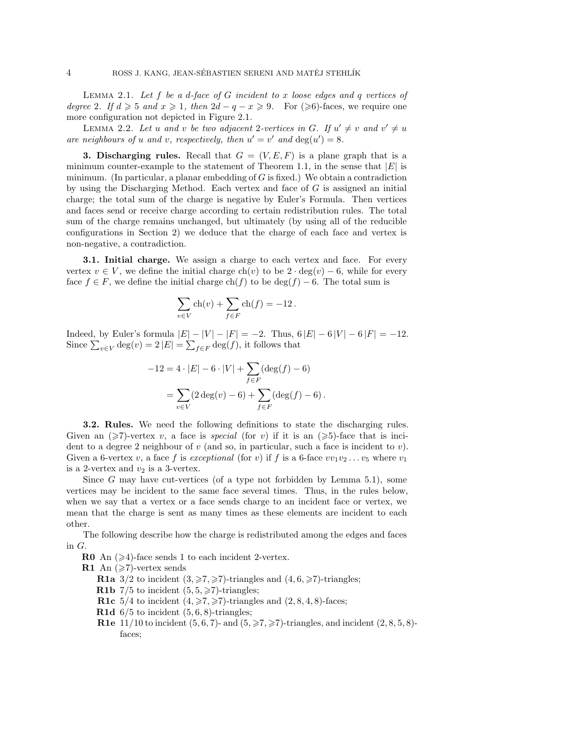Lemma 2.1. *Let $f$ be a $d$-face of $G$ incident to $x$ loose edges and $q$ vertices of degree 2. If $d \geqslant 5$ and $x \geqslant 1$, then $2d - q - x \geqslant 9$.* For $(\geqslant 6)$-faces, we require one more configuration not depicted in Figure 2.1.

Lemma 2.2. *Let $u$ and $v$ be two adjacent 2-vertices in $G$. If $u' \neq v$ and $v' \neq u$ are neighbours of $u$ and $v$, respectively, then $u' = v'$ and $\deg(u') = 8$.*

**3. Discharging rules.** Recall that $G = (V, E, F)$ is a plane graph that is a minimum counter-example to the statement of Theorem 1.1, in the sense that $|E|$ is minimum. (In particular, a planar embedding of $G$ is fixed.) We obtain a contradiction by using the Discharging Method. Each vertex and face of $G$ is assigned an initial charge; the total sum of the charge is negative by Euler's Formula. Then vertices and faces send or receive charge according to certain redistribution rules. The total sum of the charge remains unchanged, but ultimately (by using all of the reducible configurations in Section 2) we deduce that the charge of each face and vertex is non-negative, a contradiction.

**3.1. Initial charge.** We assign a charge to each vertex and face. For every vertex $v \in V$, we define the initial charge $\text{ch}(v)$ to be $2 \cdot \deg(v) - 6$, while for every face $f \in F$, we define the initial charge $\text{ch}(f)$ to be $\deg(f) - 6$. The total sum is

$$\sum_{v \in V} \text{ch}(v) + \sum_{f \in F} \text{ch}(f) = -12 \,.$$

Indeed, by Euler's formula $|E| - |V| - |F| = -2$. Thus, $6\,|E| - 6\,|V| - 6\,|F| = -12$. Since $\sum_{v \in V} \deg(v) = 2\,|E| = \sum_{f \in F} \deg(f)$, it follows that

$$\begin{aligned} -12 &= 4 \cdot |E| - 6 \cdot |V| + \sum_{f \in F} (\deg(f) - 6) \\ &= \sum_{v \in V} (2\deg(v) - 6) + \sum_{f \in F} (\deg(f) - 6) \,. \end{aligned}$$

**3.2. Rules.** We need the following definitions to state the discharging rules. Given an $(\geqslant 7)$-vertex $v$, a face is *special* (for $v$) if it is an $(\geqslant 5)$-face that is incident to a degree 2 neighbour of $v$ (and so, in particular, such a face is incident to $v$). Given a 6-vertex $v$, a face $f$ is *exceptional* (for $v$) if $f$ is a 6-face $vv_1v_2\ldots v_5$ where $v_1$ is a 2-vertex and $v_2$ is a 3-vertex.

Since $G$ may have cut-vertices (of a type not forbidden by Lemma 5.1), some vertices may be incident to the same face several times. Thus, in the rules below, when we say that a vertex or a face sends charge to an incident face or vertex, we mean that the charge is sent as many times as these elements are incident to each other.

The following describe how the charge is redistributed among the edges and faces in $G$.

**R0** An $(\geqslant 4)$-face sends 1 to each incident 2-vertex.

**R1** An $(\geqslant 7)$-vertex sends

- **R1a** $3/2$ to incident $(3, \geqslant 7, \geqslant 7)$-triangles and $(4, 6, \geqslant 7)$-triangles;
- **R1b** $7/5$ to incident $(5, 5, \geqslant 7)$-triangles;
- **R1c** $5/4$ to incident $(4, \geqslant 7, \geqslant 7)$-triangles and $(2, 8, 4, 8)$-faces;
- **R1d** $6/5$ to incident $(5, 6, 8)$-triangles;
- **R1e** $11/10$ to incident $(5, 6, 7)$- and $(5, \geqslant 7, \geqslant 7)$-triangles, and incident $(2, 8, 5, 8)$-faces;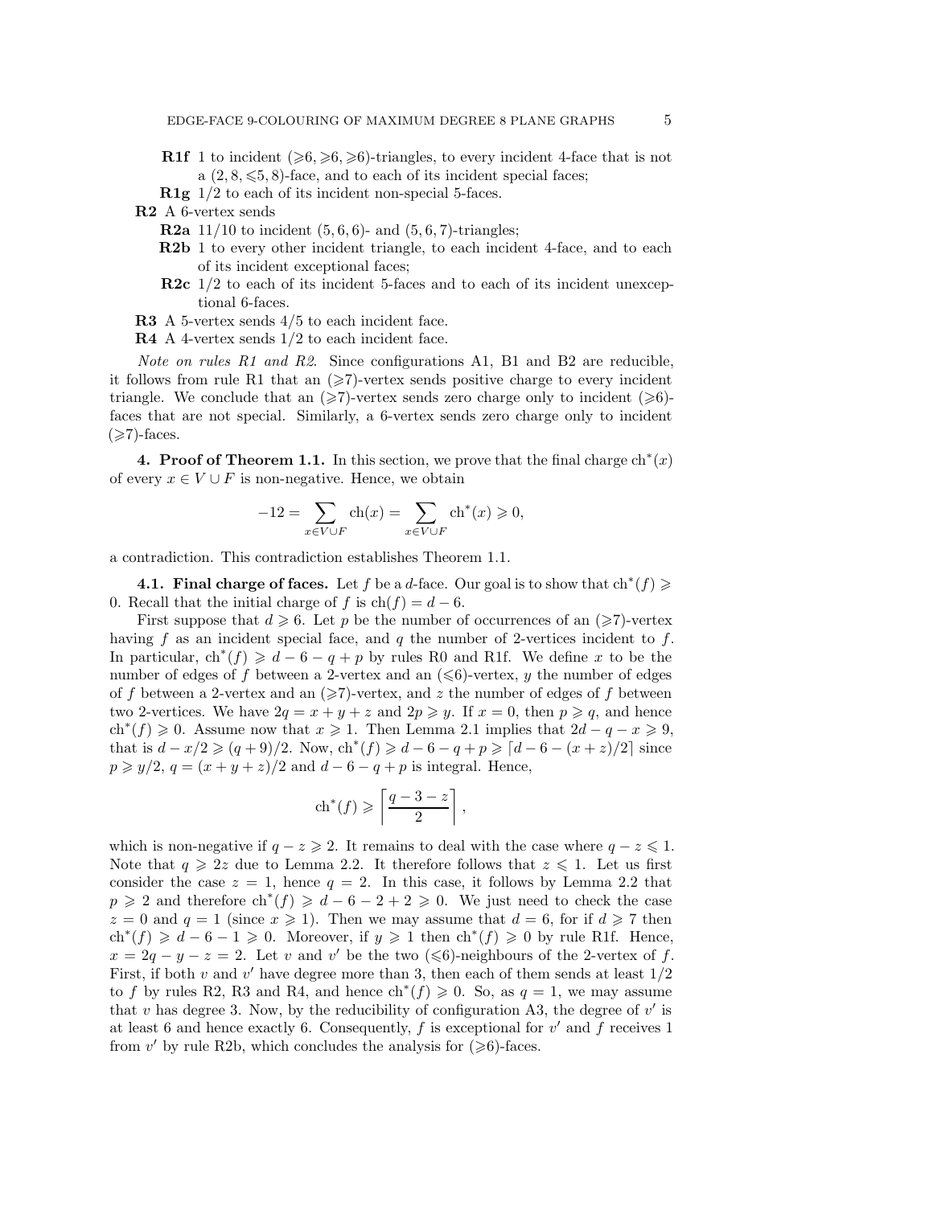- **R1f** 1 to incident $(\geqslant 6, \geqslant 6, \geqslant 6)$-triangles, to every incident 4-face that is not a $(2, 8, \leqslant 5, 8)$-face, and to each of its incident special faces;
- **R1g** 1/2 to each of its incident non-special 5-faces.

**R2** A 6-vertex sends

- **R2a** 11/10 to incident $(5, 6, 6)$- and $(5, 6, 7)$-triangles;
- **R2b** 1 to every other incident triangle, to each incident 4-face, and to each of its incident exceptional faces;
- **R2c** 1/2 to each of its incident 5-faces and to each of its incident unexceptional 6-faces.

**R3** A 5-vertex sends 4/5 to each incident face.

**R4** A 4-vertex sends 1/2 to each incident face.

*Note on rules R1 and R2.* Since configurations A1, B1 and B2 are reducible, it follows from rule R1 that an $(\geqslant 7)$-vertex sends positive charge to every incident triangle. We conclude that an $(\geqslant 7)$-vertex sends zero charge only to incident $(\geqslant 6)$-faces that are not special. Similarly, a 6-vertex sends zero charge only to incident $(\geqslant 7)$-faces.

**4. Proof of Theorem 1.1.** In this section, we prove that the final charge $\mathrm{ch}^*(x)$ of every $x \in V \cup F$ is non-negative. Hence, we obtain

$$-12 = \sum_{x \in V \cup F} \mathrm{ch}(x) = \sum_{x \in V \cup F} \mathrm{ch}^*(x) \geqslant 0,$$

a contradiction. This contradiction establishes Theorem 1.1.

**4.1. Final charge of faces.** Let $f$ be a $d$-face. Our goal is to show that $\mathrm{ch}^*(f) \geqslant 0$. Recall that the initial charge of $f$ is $\mathrm{ch}(f) = d - 6$.

First suppose that $d \geqslant 6$. Let $p$ be the number of occurrences of an $(\geqslant 7)$-vertex having $f$ as an incident special face, and $q$ the number of 2-vertices incident to $f$. In particular, $\mathrm{ch}^*(f) \geqslant d - 6 - q + p$ by rules R0 and R1f. We define $x$ to be the number of edges of $f$ between a 2-vertex and an $(\leqslant 6)$-vertex, $y$ the number of edges of $f$ between a 2-vertex and an $(\geqslant 7)$-vertex, and $z$ the number of edges of $f$ between two 2-vertices. We have $2q = x + y + z$ and $2p \geqslant y$. If $x = 0$, then $p \geqslant q$, and hence $\mathrm{ch}^*(f) \geqslant 0$. Assume now that $x \geqslant 1$. Then Lemma 2.1 implies that $2d - q - x \geqslant 9$, that is $d - x/2 \geqslant (q + 9)/2$. Now, $\mathrm{ch}^*(f) \geqslant d - 6 - q + p \geqslant \lceil d - 6 - (x + z)/2 \rceil$ since $p \geqslant y/2$, $q = (x + y + z)/2$ and $d - 6 - q + p$ is integral. Hence,

$$\mathrm{ch}^*(f) \geqslant \left\lceil \frac{q - 3 - z}{2} \right\rceil,$$

which is non-negative if $q - z \geqslant 2$. It remains to deal with the case where $q - z \leqslant 1$. Note that $q \geqslant 2z$ due to Lemma 2.2. It therefore follows that $z \leqslant 1$. Let us first consider the case $z = 1$, hence $q = 2$. In this case, it follows by Lemma 2.2 that $p \geqslant 2$ and therefore $\mathrm{ch}^*(f) \geqslant d - 6 - 2 + 2 \geqslant 0$. We just need to check the case $z = 0$ and $q = 1$ (since $x \geqslant 1$). Then we may assume that $d = 6$, for if $d \geqslant 7$ then $\mathrm{ch}^*(f) \geqslant d - 6 - 1 \geqslant 0$. Moreover, if $y \geqslant 1$ then $\mathrm{ch}^*(f) \geqslant 0$ by rule R1f. Hence, $x = 2q - y - z = 2$. Let $v$ and $v'$ be the two $(\leqslant 6)$-neighbours of the 2-vertex of $f$. First, if both $v$ and $v'$ have degree more than 3, then each of them sends at least 1/2 to $f$ by rules R2, R3 and R4, and hence $\mathrm{ch}^*(f) \geqslant 0$. So, as $q = 1$, we may assume that $v$ has degree 3. Now, by the reducibility of configuration A3, the degree of $v'$ is at least 6 and hence exactly 6. Consequently, $f$ is exceptional for $v'$ and $f$ receives 1 from $v'$ by rule R2b, which concludes the analysis for $(\geqslant 6)$-faces.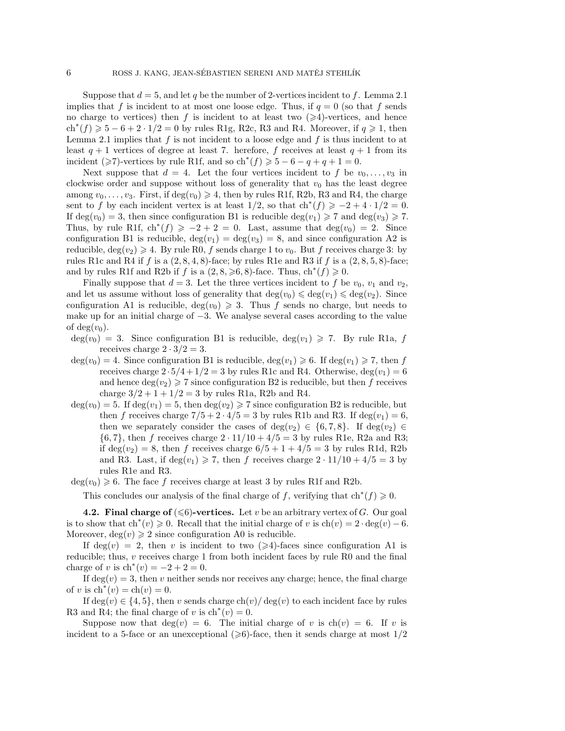Suppose that $d = 5$, and let $q$ be the number of 2-vertices incident to $f$. Lemma 2.1 implies that $f$ is incident to at most one loose edge. Thus, if $q = 0$ (so that $f$ sends no charge to vertices) then $f$ is incident to at least two ($\geqslant 4$)-vertices, and hence $\mathrm{ch}^*(f) \geqslant 5 - 6 + 2 \cdot 1/2 = 0$ by rules R1g, R2c, R3 and R4. Moreover, if $q \geqslant 1$, then Lemma 2.1 implies that $f$ is not incident to a loose edge and $f$ is thus incident to at least $q+1$ vertices of degree at least 7. herefore, $f$ receives at least $q + 1$ from its incident ($\geqslant 7$)-vertices by rule R1f, and so $\mathrm{ch}^*(f) \geqslant 5 - 6 - q + q + 1 = 0$.

Next suppose that $d = 4$. Let the four vertices incident to $f$ be $v_0, \dots, v_3$ in clockwise order and suppose without loss of generality that $v_0$ has the least degree among $v_0, \dots, v_3$. First, if $\deg(v_0) \geqslant 4$, then by rules R1f, R2b, R3 and R4, the charge sent to $f$ by each incident vertex is at least $1/2$, so that $\mathrm{ch}^*(f) \geqslant -2 + 4 \cdot 1/2 = 0$. If $\deg(v_0) = 3$, then since configuration B1 is reducible $\deg(v_1) \geqslant 7$ and $\deg(v_3) \geqslant 7$. Thus, by rule R1f, $\mathrm{ch}^*(f) \geqslant -2 + 2 = 0$. Last, assume that $\deg(v_0) = 2$. Since configuration B1 is reducible, $\deg(v_1) = \deg(v_3) = 8$, and since configuration A2 is reducible, $\deg(v_2) \geqslant 4$. By rule R0, $f$ sends charge 1 to $v_0$. But $f$ receives charge 3: by rules R1c and R4 if $f$ is a $(2, 8, 4, 8)$-face; by rules R1e and R3 if $f$ is a $(2, 8, 5, 8)$-face; and by rules R1f and R2b if $f$ is a $(2, 8, \geqslant 6, 8)$-face. Thus, $\mathrm{ch}^*(f) \geqslant 0$.

Finally suppose that $d = 3$. Let the three vertices incident to $f$ be $v_0$, $v_1$ and $v_2$, and let us assume without loss of generality that $\deg(v_0) \leqslant \deg(v_1) \leqslant \deg(v_2)$. Since configuration A1 is reducible, $\deg(v_0) \geqslant 3$. Thus $f$ sends no charge, but needs to make up for an initial charge of $-3$. We analyse several cases according to the value of $\deg(v_0)$.

- $\deg(v_0) = 3$. Since configuration B1 is reducible, $\deg(v_1) \geqslant 7$. By rule R1a, $f$ receives charge $2 \cdot 3/2 = 3$.
- $\deg(v_0) = 4$. Since configuration B1 is reducible, $\deg(v_1) \geqslant 6$. If $\deg(v_1) \geqslant 7$, then $f$ receives charge $2 \cdot 5/4 + 1/2 = 3$ by rules R1c and R4. Otherwise, $\deg(v_1) = 6$ and hence $\deg(v_2) \geqslant 7$ since configuration B2 is reducible, but then $f$ receives charge $3/2 + 1 + 1/2 = 3$ by rules R1a, R2b and R4.
- $\deg(v_0) = 5$. If $\deg(v_1) = 5$, then $\deg(v_2) \geqslant 7$ since configuration B2 is reducible, but then $f$ receives charge $7/5 + 2 \cdot 4/5 = 3$ by rules R1b and R3. If $\deg(v_1) = 6$, then we separately consider the cases of $\deg(v_2) \in \{6, 7, 8\}$. If $\deg(v_2) \in \{6, 7\}$, then $f$ receives charge $2 \cdot 11/10 + 4/5 = 3$ by rules R1e, R2a and R3; if $\deg(v_2) = 8$, then $f$ receives charge $6/5 + 1 + 4/5 = 3$ by rules R1d, R2b and R3. Last, if $\deg(v_1) \geqslant 7$, then $f$ receives charge $2 \cdot 11/10 + 4/5 = 3$ by rules R1e and R3.
- $\deg(v_0) \geqslant 6$. The face $f$ receives charge at least 3 by rules R1f and R2b.

This concludes our analysis of the final charge of $f$, verifying that $\mathrm{ch}^*(f) \geqslant 0$.

**4.2. Final charge of ($\leqslant 6$)-vertices.** Let $v$ be an arbitrary vertex of $G$. Our goal is to show that $\mathrm{ch}^*(v) \geqslant 0$. Recall that the initial charge of $v$ is $\mathrm{ch}(v) = 2 \cdot \deg(v) - 6$. Moreover, $\deg(v) \geqslant 2$ since configuration A0 is reducible.

If $\deg(v) = 2$, then $v$ is incident to two ($\geqslant 4$)-faces since configuration A1 is reducible; thus, $v$ receives charge 1 from both incident faces by rule R0 and the final charge of $v$ is $\mathrm{ch}^*(v) = -2 + 2 = 0$.

If $\deg(v) = 3$, then $v$ neither sends nor receives any charge; hence, the final charge of $v$ is $\mathrm{ch}^*(v) = \mathrm{ch}(v) = 0$.

If $\deg(v) \in \{4, 5\}$, then $v$ sends charge $\mathrm{ch}(v)/\deg(v)$ to each incident face by rules R3 and R4; the final charge of $v$ is $\mathrm{ch}^*(v) = 0$.

Suppose now that $\deg(v) = 6$. The initial charge of $v$ is $\mathrm{ch}(v) = 6$. If $v$ is incident to a 5-face or an unexceptional ($\geqslant 6$)-face, then it sends charge at most $1/2$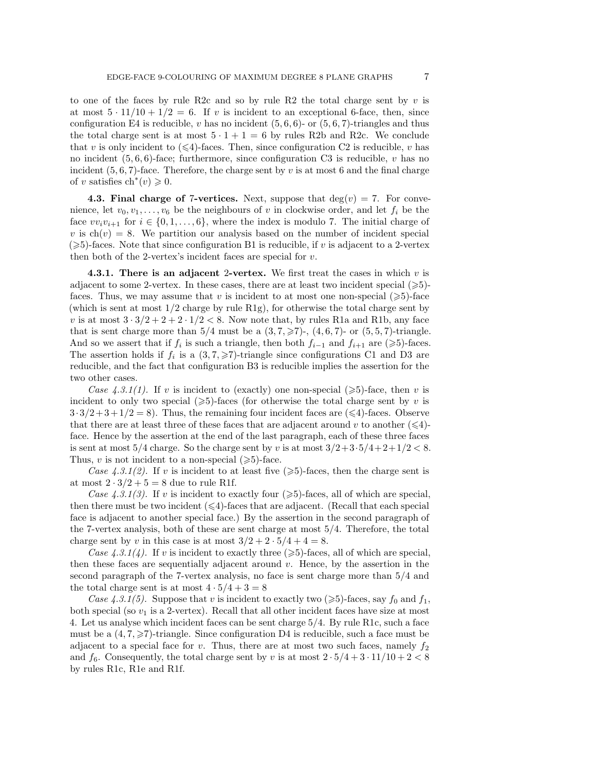to one of the faces by rule R2c and so by rule R2 the total charge sent by $v$ is at most $5 \cdot 11/10 + 1/2 = 6$. If $v$ is incident to an exceptional 6-face, then, since configuration E4 is reducible, $v$ has no incident $(5,6,6)$- or $(5,6,7)$-triangles and thus the total charge sent is at most $5 \cdot 1 + 1 = 6$ by rules R2b and R2c. We conclude that $v$ is only incident to $(\leqslant 4)$-faces. Then, since configuration C2 is reducible, $v$ has no incident $(5,6,6)$-face; furthermore, since configuration C3 is reducible, $v$ has no incident $(5,6,7)$-face. Therefore, the charge sent by $v$ is at most 6 and the final charge of $v$ satisfies $\mathrm{ch}^*(v) \geqslant 0$.

**4.3. Final charge of 7-vertices.** Next, suppose that $\deg(v) = 7$. For convenience, let $v_0, v_1, \ldots, v_6$ be the neighbours of $v$ in clockwise order, and let $f_i$ be the face $vv_iv_{i+1}$ for $i \in \{0, 1, \ldots, 6\}$, where the index is modulo 7. The initial charge of $v$ is $\mathrm{ch}(v) = 8$. We partition our analysis based on the number of incident special $(\geqslant 5)$-faces. Note that since configuration B1 is reducible, if $v$ is adjacent to a 2-vertex then both of the 2-vertex's incident faces are special for $v$.

**4.3.1. There is an adjacent 2-vertex.** We first treat the cases in which $v$ is adjacent to some 2-vertex. In these cases, there are at least two incident special $(\geqslant 5)$-faces. Thus, we may assume that $v$ is incident to at most one non-special $(\geqslant 5)$-face (which is sent at most $1/2$ charge by rule R1g), for otherwise the total charge sent by $v$ is at most $3 \cdot 3/2 + 2 + 2 \cdot 1/2 < 8$. Now note that, by rules R1a and R1b, any face that is sent charge more than $5/4$ must be a $(3,7,\geqslant 7)$-, $(4,6,7)$- or $(5,5,7)$-triangle. And so we assert that if $f_i$ is such a triangle, then both $f_{i-1}$ and $f_{i+1}$ are $(\geqslant 5)$-faces. The assertion holds if $f_i$ is a $(3,7,\geqslant 7)$-triangle since configurations C1 and D3 are reducible, and the fact that configuration B3 is reducible implies the assertion for the two other cases.

*Case 4.3.1(1).* If $v$ is incident to (exactly) one non-special $(\geqslant 5)$-face, then $v$ is incident to only two special $(\geqslant 5)$-faces (for otherwise the total charge sent by $v$ is $3 \cdot 3/2 + 3 + 1/2 = 8$). Thus, the remaining four incident faces are $(\leqslant 4)$-faces. Observe that there are at least three of these faces that are adjacent around $v$ to another $(\leqslant 4)$-face. Hence by the assertion at the end of the last paragraph, each of these three faces is sent at most $5/4$ charge. So the charge sent by $v$ is at most $3/2 + 3 \cdot 5/4 + 2 + 1/2 < 8$. Thus, $v$ is not incident to a non-special $(\geqslant 5)$-face.

*Case 4.3.1(2).* If $v$ is incident to at least five $(\geqslant 5)$-faces, then the charge sent is at most $2 \cdot 3/2 + 5 = 8$ due to rule R1f.

*Case 4.3.1(3).* If $v$ is incident to exactly four $(\geqslant 5)$-faces, all of which are special, then there must be two incident $(\leqslant 4)$-faces that are adjacent. (Recall that each special face is adjacent to another special face.) By the assertion in the second paragraph of the 7-vertex analysis, both of these are sent charge at most $5/4$. Therefore, the total charge sent by $v$ in this case is at most $3/2 + 2 \cdot 5/4 + 4 = 8$.

*Case 4.3.1(4).* If $v$ is incident to exactly three $(\geqslant 5)$-faces, all of which are special, then these faces are sequentially adjacent around $v$. Hence, by the assertion in the second paragraph of the 7-vertex analysis, no face is sent charge more than $5/4$ and the total charge sent is at most $4 \cdot 5/4 + 3 = 8$

*Case 4.3.1(5).* Suppose that $v$ is incident to exactly two $(\geqslant 5)$-faces, say $f_0$ and $f_1$, both special (so $v_1$ is a 2-vertex). Recall that all other incident faces have size at most 4. Let us analyse which incident faces can be sent charge $5/4$. By rule R1c, such a face must be a $(4,7,\geqslant 7)$-triangle. Since configuration D4 is reducible, such a face must be adjacent to a special face for $v$. Thus, there are at most two such faces, namely $f_2$ and $f_6$. Consequently, the total charge sent by $v$ is at most $2 \cdot 5/4 + 3 \cdot 11/10 + 2 < 8$ by rules R1c, R1e and R1f.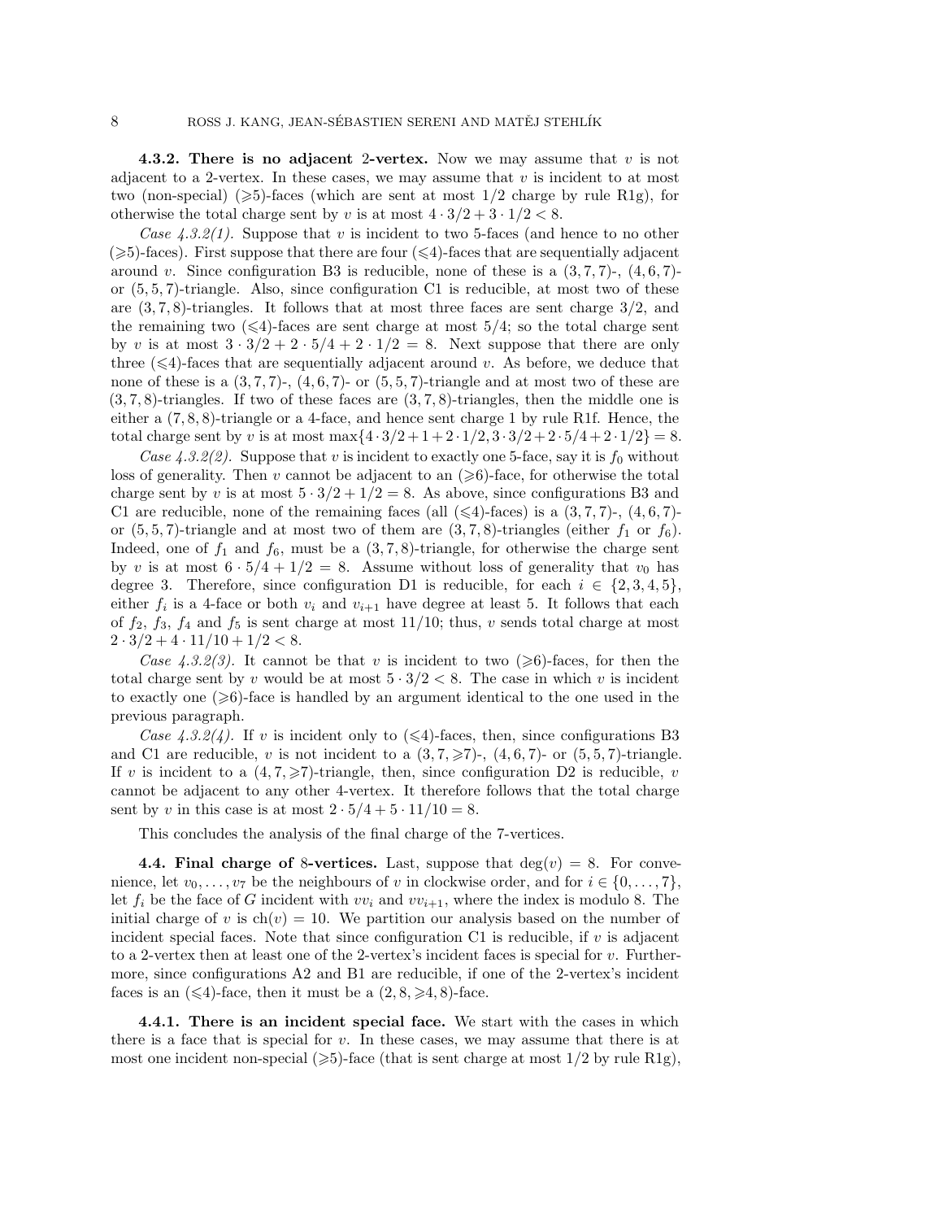**4.3.2. There is no adjacent 2-vertex.** Now we may assume that $v$ is not adjacent to a 2-vertex. In these cases, we may assume that $v$ is incident to at most two (non-special) ($\geqslant$5)-faces (which are sent at most $1/2$ charge by rule R1g), for otherwise the total charge sent by $v$ is at most $4 \cdot 3/2 + 3 \cdot 1/2 < 8$.

*Case 4.3.2(1).* Suppose that $v$ is incident to two 5-faces (and hence to no other ($\geqslant$5)-faces). First suppose that there are four ($\leqslant$4)-faces that are sequentially adjacent around $v$. Since configuration B3 is reducible, none of these is a $(3,7,7)$-, $(4,6,7)$- or $(5,5,7)$-triangle. Also, since configuration C1 is reducible, at most two of these are $(3,7,8)$-triangles. It follows that at most three faces are sent charge $3/2$, and the remaining two ($\leqslant$4)-faces are sent charge at most $5/4$; so the total charge sent by $v$ is at most $3 \cdot 3/2 + 2 \cdot 5/4 + 2 \cdot 1/2 = 8$. Next suppose that there are only three ($\leqslant$4)-faces that are sequentially adjacent around $v$. As before, we deduce that none of these is a $(3,7,7)$-, $(4,6,7)$- or $(5,5,7)$-triangle and at most two of these are $(3,7,8)$-triangles. If two of these faces are $(3,7,8)$-triangles, then the middle one is either a $(7,8,8)$-triangle or a 4-face, and hence sent charge 1 by rule R1f. Hence, the total charge sent by $v$ is at most $\max\{4 \cdot 3/2 + 1 + 2 \cdot 1/2, 3 \cdot 3/2 + 2 \cdot 5/4 + 2 \cdot 1/2\} = 8$.

*Case 4.3.2(2).* Suppose that $v$ is incident to exactly one 5-face, say it is $f_0$ without loss of generality. Then $v$ cannot be adjacent to an ($\geqslant$6)-face, for otherwise the total charge sent by $v$ is at most $5 \cdot 3/2 + 1/2 = 8$. As above, since configurations B3 and C1 are reducible, none of the remaining faces (all ($\leqslant$4)-faces) is a $(3,7,7)$-, $(4,6,7)$- or $(5,5,7)$-triangle and at most two of them are $(3,7,8)$-triangles (either $f_1$ or $f_6$). Indeed, one of $f_1$ and $f_6$, must be a $(3,7,8)$-triangle, for otherwise the charge sent by $v$ is at most $6 \cdot 5/4 + 1/2 = 8$. Assume without loss of generality that $v_0$ has degree 3. Therefore, since configuration D1 is reducible, for each $i \in \{2,3,4,5\}$, either $f_i$ is a 4-face or both $v_i$ and $v_{i+1}$ have degree at least 5. It follows that each of $f_2$, $f_3$, $f_4$ and $f_5$ is sent charge at most $11/10$; thus, $v$ sends total charge at most $2 \cdot 3/2 + 4 \cdot 11/10 + 1/2 < 8$.

*Case 4.3.2(3).* It cannot be that $v$ is incident to two ($\geqslant$6)-faces, for then the total charge sent by $v$ would be at most $5 \cdot 3/2 < 8$. The case in which $v$ is incident to exactly one ($\geqslant$6)-face is handled by an argument identical to the one used in the previous paragraph.

*Case 4.3.2(4).* If $v$ is incident only to ($\leqslant$4)-faces, then, since configurations B3 and C1 are reducible, $v$ is not incident to a $(3,7,\geqslant 7)$-, $(4,6,7)$- or $(5,5,7)$-triangle. If $v$ is incident to a $(4,7,\geqslant 7)$-triangle, then, since configuration D2 is reducible, $v$ cannot be adjacent to any other 4-vertex. It therefore follows that the total charge sent by $v$ in this case is at most $2 \cdot 5/4 + 5 \cdot 11/10 = 8$.

This concludes the analysis of the final charge of the 7-vertices.

## 4.4. Final charge of 8-vertices.

Last, suppose that $\deg(v) = 8$. For convenience, let $v_0, \ldots, v_7$ be the neighbours of $v$ in clockwise order, and for $i \in \{0, \ldots, 7\}$, let $f_i$ be the face of $G$ incident with $vv_i$ and $vv_{i+1}$, where the index is modulo 8. The initial charge of $v$ is $\mathrm{ch}(v) = 10$. We partition our analysis based on the number of incident special faces. Note that since configuration C1 is reducible, if $v$ is adjacent to a 2-vertex then at least one of the 2-vertex's incident faces is special for $v$. Furthermore, since configurations A2 and B1 are reducible, if one of the 2-vertex's incident faces is an ($\leqslant$4)-face, then it must be a $(2,8,\geqslant 4,8)$-face.

**4.4.1. There is an incident special face.** We start with the cases in which there is a face that is special for $v$. In these cases, we may assume that there is at most one incident non-special ($\geqslant$5)-face (that is sent charge at most $1/2$ by rule R1g),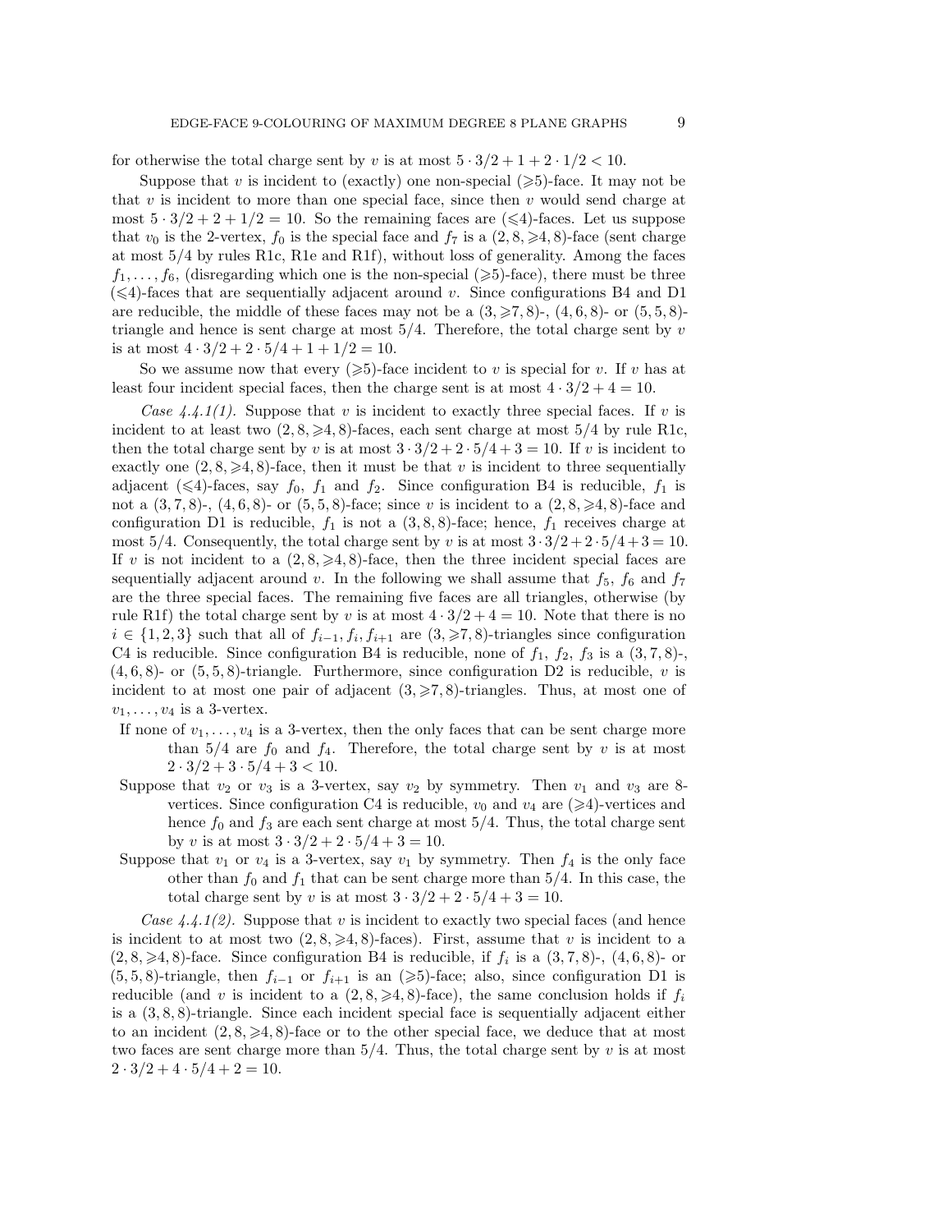for otherwise the total charge sent by $v$ is at most $5 \cdot 3/2 + 1 + 2 \cdot 1/2 < 10$.

Suppose that $v$ is incident to (exactly) one non-special ($\geqslant$5)-face. It may not be that $v$ is incident to more than one special face, since then $v$ would send charge at most $5 \cdot 3/2 + 2 + 1/2 = 10$. So the remaining faces are ($\leqslant$4)-faces. Let us suppose that $v_0$ is the 2-vertex, $f_0$ is the special face and $f_7$ is a $(2, 8, \geqslant 4, 8)$-face (sent charge at most $5/4$ by rules R1c, R1e and R1f), without loss of generality. Among the faces $f_1, \ldots, f_6$, (disregarding which one is the non-special ($\geqslant$5)-face), there must be three ($\leqslant$4)-faces that are sequentially adjacent around $v$. Since configurations B4 and D1 are reducible, the middle of these faces may not be a $(3, \geqslant 7, 8)$-, $(4, 6, 8)$- or $(5, 5, 8)$-triangle and hence is sent charge at most $5/4$. Therefore, the total charge sent by $v$ is at most $4 \cdot 3/2 + 2 \cdot 5/4 + 1 + 1/2 = 10$.

So we assume now that every ($\geqslant$5)-face incident to $v$ is special for $v$. If $v$ has at least four incident special faces, then the charge sent is at most $4 \cdot 3/2 + 4 = 10$.

*Case 4.4.1(1).* Suppose that $v$ is incident to exactly three special faces. If $v$ is incident to at least two $(2, 8, \geqslant 4, 8)$-faces, each sent charge at most $5/4$ by rule R1c, then the total charge sent by $v$ is at most $3 \cdot 3/2 + 2 \cdot 5/4 + 3 = 10$. If $v$ is incident to exactly one $(2, 8, \geqslant 4, 8)$-face, then it must be that $v$ is incident to three sequentially adjacent ($\leqslant$4)-faces, say $f_0$, $f_1$ and $f_2$. Since configuration B4 is reducible, $f_1$ is not a $(3, 7, 8)$-, $(4, 6, 8)$- or $(5, 5, 8)$-face; since $v$ is incident to a $(2, 8, \geqslant 4, 8)$-face and configuration D1 is reducible, $f_1$ is not a $(3, 8, 8)$-face; hence, $f_1$ receives charge at most $5/4$. Consequently, the total charge sent by $v$ is at most $3 \cdot 3/2 + 2 \cdot 5/4 + 3 = 10$. If $v$ is not incident to a $(2, 8, \geqslant 4, 8)$-face, then the three incident special faces are sequentially adjacent around $v$. In the following we shall assume that $f_5$, $f_6$ and $f_7$ are the three special faces. The remaining five faces are all triangles, otherwise (by rule R1f) the total charge sent by $v$ is at most $4 \cdot 3/2 + 4 = 10$. Note that there is no $i \in \{1, 2, 3\}$ such that all of $f_{i-1}, f_i, f_{i+1}$ are $(3, \geqslant 7, 8)$-triangles since configuration C4 is reducible. Since configuration B4 is reducible, none of $f_1$, $f_2$, $f_3$ is a $(3, 7, 8)$-, $(4, 6, 8)$- or $(5, 5, 8)$-triangle. Furthermore, since configuration D2 is reducible, $v$ is incident to at most one pair of adjacent $(3, \geqslant 7, 8)$-triangles. Thus, at most one of $v_1, \ldots, v_4$ is a 3-vertex.

If none of $v_1, \ldots, v_4$ is a 3-vertex, then the only faces that can be sent charge more than $5/4$ are $f_0$ and $f_4$. Therefore, the total charge sent by $v$ is at most $2 \cdot 3/2 + 3 \cdot 5/4 + 3 < 10$.

Suppose that $v_2$ or $v_3$ is a 3-vertex, say $v_2$ by symmetry. Then $v_1$ and $v_3$ are 8-vertices. Since configuration C4 is reducible, $v_0$ and $v_4$ are ($\geqslant$4)-vertices and hence $f_0$ and $f_3$ are each sent charge at most $5/4$. Thus, the total charge sent by $v$ is at most $3 \cdot 3/2 + 2 \cdot 5/4 + 3 = 10$.

Suppose that $v_1$ or $v_4$ is a 3-vertex, say $v_1$ by symmetry. Then $f_4$ is the only face other than $f_0$ and $f_1$ that can be sent charge more than $5/4$. In this case, the total charge sent by $v$ is at most $3 \cdot 3/2 + 2 \cdot 5/4 + 3 = 10$.

*Case 4.4.1(2).* Suppose that $v$ is incident to exactly two special faces (and hence is incident to at most two $(2, 8, \geqslant 4, 8)$-faces). First, assume that $v$ is incident to a $(2, 8, \geqslant 4, 8)$-face. Since configuration B4 is reducible, if $f_i$ is a $(3, 7, 8)$-, $(4, 6, 8)$- or $(5, 5, 8)$-triangle, then $f_{i-1}$ or $f_{i+1}$ is an ($\geqslant$5)-face; also, since configuration D1 is reducible (and $v$ is incident to a $(2, 8, \geqslant 4, 8)$-face), the same conclusion holds if $f_i$ is a $(3, 8, 8)$-triangle. Since each incident special face is sequentially adjacent either to an incident $(2, 8, \geqslant 4, 8)$-face or to the other special face, we deduce that at most two faces are sent charge more than $5/4$. Thus, the total charge sent by $v$ is at most $2 \cdot 3/2 + 4 \cdot 5/4 + 2 = 10$.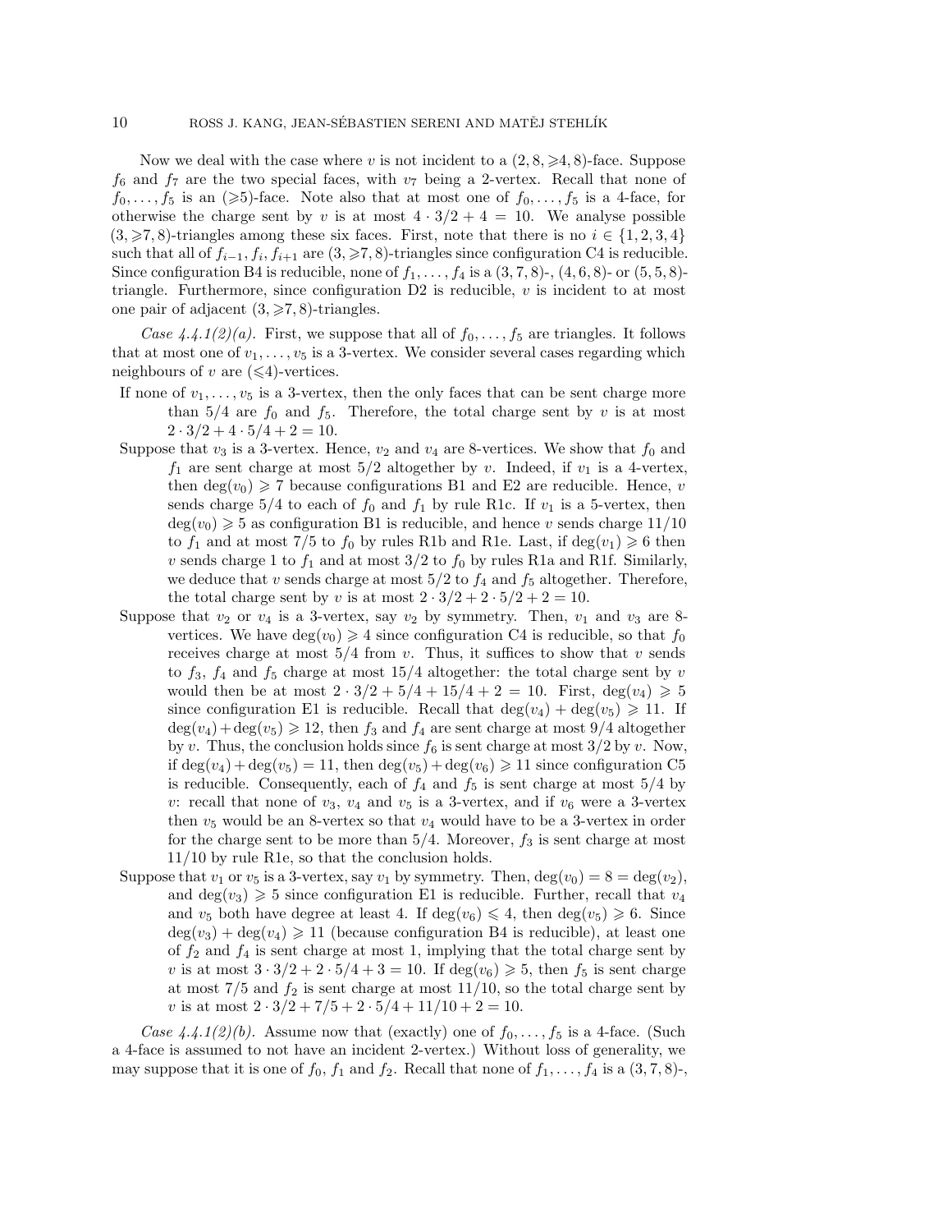Now we deal with the case where $v$ is not incident to a $(2, 8, \geqslant 4, 8)$-face. Suppose $f_6$ and $f_7$ are the two special faces, with $v_7$ being a 2-vertex. Recall that none of $f_0, \ldots, f_5$ is an $(\geqslant 5)$-face. Note also that at most one of $f_0, \ldots, f_5$ is a 4-face, for otherwise the charge sent by $v$ is at most $4 \cdot 3/2 + 4 = 10$. We analyse possible $(3, \geqslant 7, 8)$-triangles among these six faces. First, note that there is no $i \in \{1, 2, 3, 4\}$ such that all of $f_{i-1}, f_i, f_{i+1}$ are $(3, \geqslant 7, 8)$-triangles since configuration C4 is reducible. Since configuration B4 is reducible, none of $f_1, \ldots, f_4$ is a $(3, 7, 8)$-, $(4, 6, 8)$- or $(5, 5, 8)$-triangle. Furthermore, since configuration D2 is reducible, $v$ is incident to at most one pair of adjacent $(3, \geqslant 7, 8)$-triangles.

*Case 4.4.1(2)(a).* First, we suppose that all of $f_0, \ldots, f_5$ are triangles. It follows that at most one of $v_1, \ldots, v_5$ is a 3-vertex. We consider several cases regarding which neighbours of $v$ are $(\leqslant 4)$-vertices.

- If none of $v_1, \ldots, v_5$ is a 3-vertex, then the only faces that can be sent charge more than $5/4$ are $f_0$ and $f_5$. Therefore, the total charge sent by $v$ is at most $2 \cdot 3/2 + 4 \cdot 5/4 + 2 = 10$.
- Suppose that $v_3$ is a 3-vertex. Hence, $v_2$ and $v_4$ are 8-vertices. We show that $f_0$ and $f_1$ are sent charge at most $5/2$ altogether by $v$. Indeed, if $v_1$ is a 4-vertex, then $\deg(v_0) \geqslant 7$ because configurations B1 and E2 are reducible. Hence, $v$ sends charge $5/4$ to each of $f_0$ and $f_1$ by rule R1c. If $v_1$ is a 5-vertex, then $\deg(v_0) \geqslant 5$ as configuration B1 is reducible, and hence $v$ sends charge $11/10$ to $f_1$ and at most $7/5$ to $f_0$ by rules R1b and R1e. Last, if $\deg(v_1) \geqslant 6$ then $v$ sends charge 1 to $f_1$ and at most $3/2$ to $f_0$ by rules R1a and R1f. Similarly, we deduce that $v$ sends charge at most $5/2$ to $f_4$ and $f_5$ altogether. Therefore, the total charge sent by $v$ is at most $2 \cdot 3/2 + 2 \cdot 5/2 + 2 = 10$.
- Suppose that $v_2$ or $v_4$ is a 3-vertex, say $v_2$ by symmetry. Then, $v_1$ and $v_3$ are 8-vertices. We have $\deg(v_0) \geqslant 4$ since configuration C4 is reducible, so that $f_0$ receives charge at most $5/4$ from $v$. Thus, it suffices to show that $v$ sends to $f_3$, $f_4$ and $f_5$ charge at most $15/4$ altogether: the total charge sent by $v$ would then be at most $2 \cdot 3/2 + 5/4 + 15/4 + 2 = 10$. First, $\deg(v_4) \geqslant 5$ since configuration E1 is reducible. Recall that $\deg(v_4) + \deg(v_5) \geqslant 11$. If $\deg(v_4) + \deg(v_5) \geqslant 12$, then $f_3$ and $f_4$ are sent charge at most $9/4$ altogether by $v$. Thus, the conclusion holds since $f_6$ is sent charge at most $3/2$ by $v$. Now, if $\deg(v_4) + \deg(v_5) = 11$, then $\deg(v_5) + \deg(v_6) \geqslant 11$ since configuration C5 is reducible. Consequently, each of $f_4$ and $f_5$ is sent charge at most $5/4$ by $v$: recall that none of $v_3$, $v_4$ and $v_5$ is a 3-vertex, and if $v_6$ were a 3-vertex then $v_5$ would be an 8-vertex so that $v_4$ would have to be a 3-vertex in order for the charge sent to be more than $5/4$. Moreover, $f_3$ is sent charge at most $11/10$ by rule R1e, so that the conclusion holds.
- Suppose that $v_1$ or $v_5$ is a 3-vertex, say $v_1$ by symmetry. Then, $\deg(v_0) = 8 = \deg(v_2)$, and $\deg(v_3) \geqslant 5$ since configuration E1 is reducible. Further, recall that $v_4$ and $v_5$ both have degree at least 4. If $\deg(v_6) \leqslant 4$, then $\deg(v_5) \geqslant 6$. Since $\deg(v_3) + \deg(v_4) \geqslant 11$ (because configuration B4 is reducible), at least one of $f_2$ and $f_4$ is sent charge at most 1, implying that the total charge sent by $v$ is at most $3 \cdot 3/2 + 2 \cdot 5/4 + 3 = 10$. If $\deg(v_6) \geqslant 5$, then $f_5$ is sent charge at most $7/5$ and $f_2$ is sent charge at most $11/10$, so the total charge sent by $v$ is at most $2 \cdot 3/2 + 7/5 + 2 \cdot 5/4 + 11/10 + 2 = 10$.

*Case 4.4.1(2)(b).* Assume now that (exactly) one of $f_0, \ldots, f_5$ is a 4-face. (Such a 4-face is assumed to not have an incident 2-vertex.) Without loss of generality, we may suppose that it is one of $f_0$, $f_1$ and $f_2$. Recall that none of $f_1, \ldots, f_4$ is a $(3, 7, 8)$-,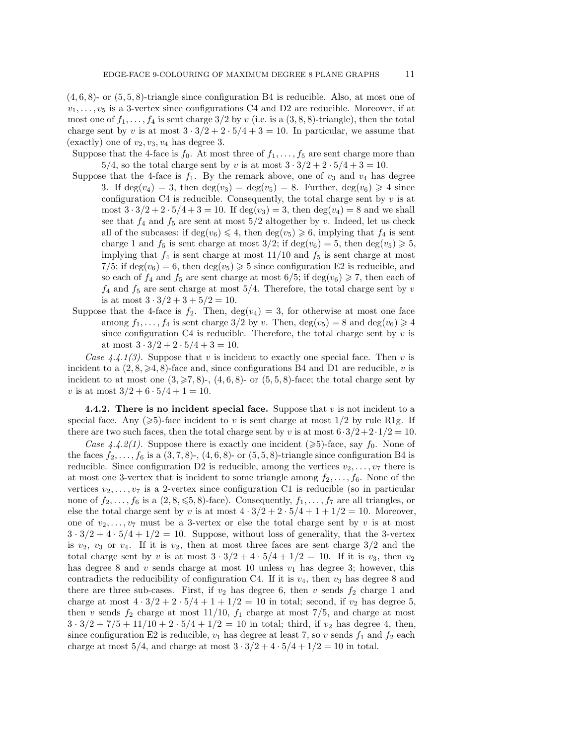$(4,6,8)$- or $(5,5,8)$-triangle since configuration B4 is reducible. Also, at most one of $v_1,\ldots,v_5$ is a 3-vertex since configurations C4 and D2 are reducible. Moreover, if at most one of $f_1,\ldots,f_4$ is sent charge $3/2$ by $v$ (i.e. is a $(3,8,8)$-triangle), then the total charge sent by $v$ is at most $3\cdot 3/2+2\cdot 5/4+3=10$. In particular, we assume that (exactly) one of $v_2,v_3,v_4$ has degree 3.

Suppose that the 4-face is $f_0$. At most three of $f_1,\ldots,f_5$ are sent charge more than $5/4$, so the total charge sent by $v$ is at most $3\cdot 3/2+2\cdot 5/4+3=10$.

Suppose that the 4-face is $f_1$. By the remark above, one of $v_3$ and $v_4$ has degree 3. If $\deg(v_4)=3$, then $\deg(v_3)=\deg(v_5)=8$. Further, $\deg(v_6)\geqslant 4$ since configuration C4 is reducible. Consequently, the total charge sent by $v$ is at most $3\cdot 3/2+2\cdot 5/4+3=10$. If $\deg(v_3)=3$, then $\deg(v_4)=8$ and we shall see that $f_4$ and $f_5$ are sent at most $5/2$ altogether by $v$. Indeed, let us check all of the subcases: if $\deg(v_6)\leqslant 4$, then $\deg(v_5)\geqslant 6$, implying that $f_4$ is sent charge 1 and $f_5$ is sent charge at most $3/2$; if $\deg(v_6)=5$, then $\deg(v_5)\geqslant 5$, implying that $f_4$ is sent charge at most $11/10$ and $f_5$ is sent charge at most $7/5$; if $\deg(v_6)=6$, then $\deg(v_5)\geqslant 5$ since configuration E2 is reducible, and so each of $f_4$ and $f_5$ are sent charge at most $6/5$; if $\deg(v_6)\geqslant 7$, then each of $f_4$ and $f_5$ are sent charge at most $5/4$. Therefore, the total charge sent by $v$ is at most $3\cdot 3/2+3+5/2=10$.

Suppose that the 4-face is $f_2$. Then, $\deg(v_4)=3$, for otherwise at most one face among $f_1,\ldots,f_4$ is sent charge $3/2$ by $v$. Then, $\deg(v_5)=8$ and $\deg(v_6)\geqslant 4$ since configuration C4 is reducible. Therefore, the total charge sent by $v$ is at most $3\cdot 3/2+2\cdot 5/4+3=10$.

*Case 4.4.1(3).* Suppose that $v$ is incident to exactly one special face. Then $v$ is incident to a $(2,8,\geqslant 4,8)$-face and, since configurations B4 and D1 are reducible, $v$ is incident to at most one $(3,\geqslant 7,8)$-, $(4,6,8)$- or $(5,5,8)$-face; the total charge sent by $v$ is at most $3/2+6\cdot 5/4+1=10$.

**4.4.2. There is no incident special face.** Suppose that $v$ is not incident to a special face. Any $(\geqslant 5)$-face incident to $v$ is sent charge at most $1/2$ by rule R1g. If there are two such faces, then the total charge sent by $v$ is at most $6\cdot 3/2+2\cdot 1/2=10$.

*Case 4.4.2(1).* Suppose there is exactly one incident $(\geqslant 5)$-face, say $f_0$. None of the faces $f_2,\ldots,f_6$ is a $(3,7,8)$-, $(4,6,8)$- or $(5,5,8)$-triangle since configuration B4 is reducible. Since configuration D2 is reducible, among the vertices $v_2,\ldots,v_7$ there is at most one 3-vertex that is incident to some triangle among $f_2,\ldots,f_6$. None of the vertices $v_2,\ldots,v_7$ is a 2-vertex since configuration C1 is reducible (so in particular none of $f_2,\ldots,f_6$ is a $(2,8,\leqslant 5,8)$-face). Consequently, $f_1,\ldots,f_7$ are all triangles, or else the total charge sent by $v$ is at most $4\cdot 3/2+2\cdot 5/4+1+1/2=10$. Moreover, one of $v_2,\ldots,v_7$ must be a 3-vertex or else the total charge sent by $v$ is at most $3\cdot 3/2+4\cdot 5/4+1/2=10$. Suppose, without loss of generality, that the 3-vertex is $v_2$, $v_3$ or $v_4$. If it is $v_2$, then at most three faces are sent charge $3/2$ and the total charge sent by $v$ is at most $3\cdot 3/2+4\cdot 5/4+1/2=10$. If it is $v_3$, then $v_2$ has degree 8 and $v$ sends charge at most 10 unless $v_1$ has degree 3; however, this contradicts the reducibility of configuration C4. If it is $v_4$, then $v_3$ has degree 8 and there are three sub-cases. First, if $v_2$ has degree 6, then $v$ sends $f_2$ charge 1 and charge at most $4\cdot 3/2+2\cdot 5/4+1+1/2=10$ in total; second, if $v_2$ has degree 5, then $v$ sends $f_2$ charge at most $11/10$, $f_1$ charge at most $7/5$, and charge at most $3\cdot 3/2+7/5+11/10+2\cdot 5/4+1/2=10$ in total; third, if $v_2$ has degree 4, then, since configuration E2 is reducible, $v_1$ has degree at least 7, so $v$ sends $f_1$ and $f_2$ each charge at most $5/4$, and charge at most $3\cdot 3/2+4\cdot 5/4+1/2=10$ in total.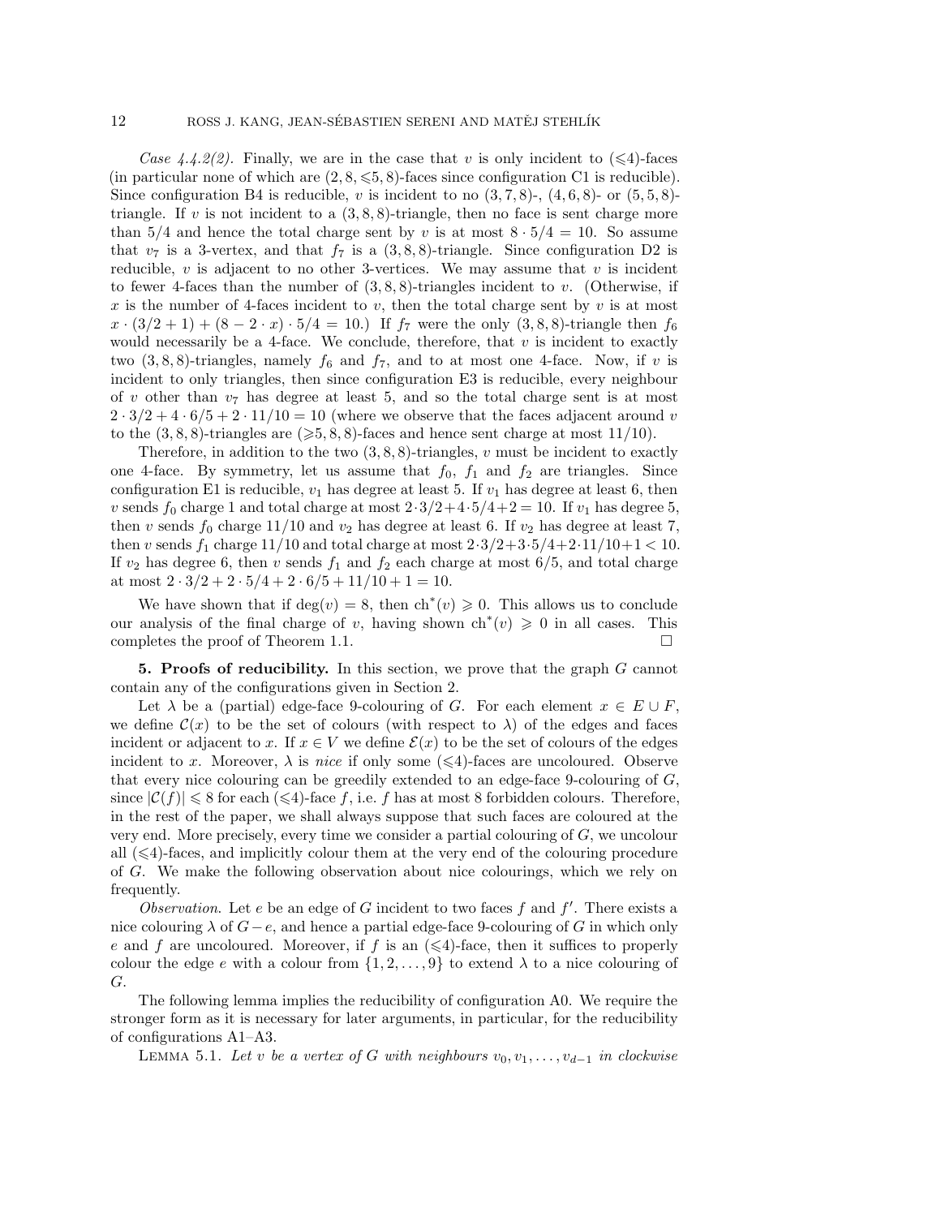*Case 4.4.2(2).* Finally, we are in the case that $v$ is only incident to ($\leqslant$4)-faces (in particular none of which are $(2, 8, \leqslant 5, 8)$-faces since configuration C1 is reducible). Since configuration B4 is reducible, $v$ is incident to no $(3, 7, 8)$-, $(4, 6, 8)$- or $(5, 5, 8)$-triangle. If $v$ is not incident to a $(3, 8, 8)$-triangle, then no face is sent charge more than $5/4$ and hence the total charge sent by $v$ is at most $8 \cdot 5/4 = 10$. So assume that $v_7$ is a 3-vertex, and that $f_7$ is a $(3, 8, 8)$-triangle. Since configuration D2 is reducible, $v$ is adjacent to no other 3-vertices. We may assume that $v$ is incident to fewer 4-faces than the number of $(3, 8, 8)$-triangles incident to $v$. (Otherwise, if $x$ is the number of 4-faces incident to $v$, then the total charge sent by $v$ is at most $x \cdot (3/2 + 1) + (8 - 2 \cdot x) \cdot 5/4 = 10$.) If $f_7$ were the only $(3, 8, 8)$-triangle then $f_6$ would necessarily be a 4-face. We conclude, therefore, that $v$ is incident to exactly two $(3, 8, 8)$-triangles, namely $f_6$ and $f_7$, and to at most one 4-face. Now, if $v$ is incident to only triangles, then since configuration E3 is reducible, every neighbour of $v$ other than $v_7$ has degree at least 5, and so the total charge sent is at most $2 \cdot 3/2 + 4 \cdot 6/5 + 2 \cdot 11/10 = 10$ (where we observe that the faces adjacent around $v$ to the $(3, 8, 8)$-triangles are $(\geqslant 5, 8, 8)$-faces and hence sent charge at most $11/10$).

Therefore, in addition to the two $(3, 8, 8)$-triangles, $v$ must be incident to exactly one 4-face. By symmetry, let us assume that $f_0$, $f_1$ and $f_2$ are triangles. Since configuration E1 is reducible, $v_1$ has degree at least 5. If $v_1$ has degree at least 6, then $v$ sends $f_0$ charge 1 and total charge at most $2 \cdot 3/2 + 4 \cdot 5/4 + 2 = 10$. If $v_1$ has degree 5, then $v$ sends $f_0$ charge $11/10$ and $v_2$ has degree at least 6. If $v_2$ has degree at least 7, then $v$ sends $f_1$ charge $11/10$ and total charge at most $2 \cdot 3/2 + 3 \cdot 5/4 + 2 \cdot 11/10 + 1 < 10$. If $v_2$ has degree 6, then $v$ sends $f_1$ and $f_2$ each charge at most $6/5$, and total charge at most $2 \cdot 3/2 + 2 \cdot 5/4 + 2 \cdot 6/5 + 11/10 + 1 = 10$.

We have shown that if $\deg(v) = 8$, then $\mathrm{ch}^*(v) \geqslant 0$. This allows us to conclude our analysis of the final charge of $v$, having shown $\mathrm{ch}^*(v) \geqslant 0$ in all cases. This completes the proof of Theorem 1.1. □

**5. Proofs of reducibility.** In this section, we prove that the graph $G$ cannot contain any of the configurations given in Section 2.

Let $\lambda$ be a (partial) edge-face 9-colouring of $G$. For each element $x \in E \cup F$, we define $\mathcal{C}(x)$ to be the set of colours (with respect to $\lambda$) of the edges and faces incident or adjacent to $x$. If $x \in V$ we define $\mathcal{E}(x)$ to be the set of colours of the edges incident to $x$. Moreover, $\lambda$ is *nice* if only some ($\leqslant$4)-faces are uncoloured. Observe that every nice colouring can be greedily extended to an edge-face 9-colouring of $G$, since $|\mathcal{C}(f)| \leqslant 8$ for each ($\leqslant$4)-face $f$, i.e. $f$ has at most 8 forbidden colours. Therefore, in the rest of the paper, we shall always suppose that such faces are coloured at the very end. More precisely, every time we consider a partial colouring of $G$, we uncolour all ($\leqslant$4)-faces, and implicitly colour them at the very end of the colouring procedure of $G$. We make the following observation about nice colourings, which we rely on frequently.

*Observation.* Let $e$ be an edge of $G$ incident to two faces $f$ and $f'$. There exists a nice colouring $\lambda$ of $G - e$, and hence a partial edge-face 9-colouring of $G$ in which only $e$ and $f$ are uncoloured. Moreover, if $f$ is an ($\leqslant$4)-face, then it suffices to properly colour the edge $e$ with a colour from $\{1, 2, \ldots, 9\}$ to extend $\lambda$ to a nice colouring of $G$.

The following lemma implies the reducibility of configuration A0. We require the stronger form as it is necessary for later arguments, in particular, for the reducibility of configurations A1–A3.

Lemma 5.1. *Let $v$ be a vertex of $G$ with neighbours $v_0, v_1, \ldots, v_{d-1}$ in clockwise*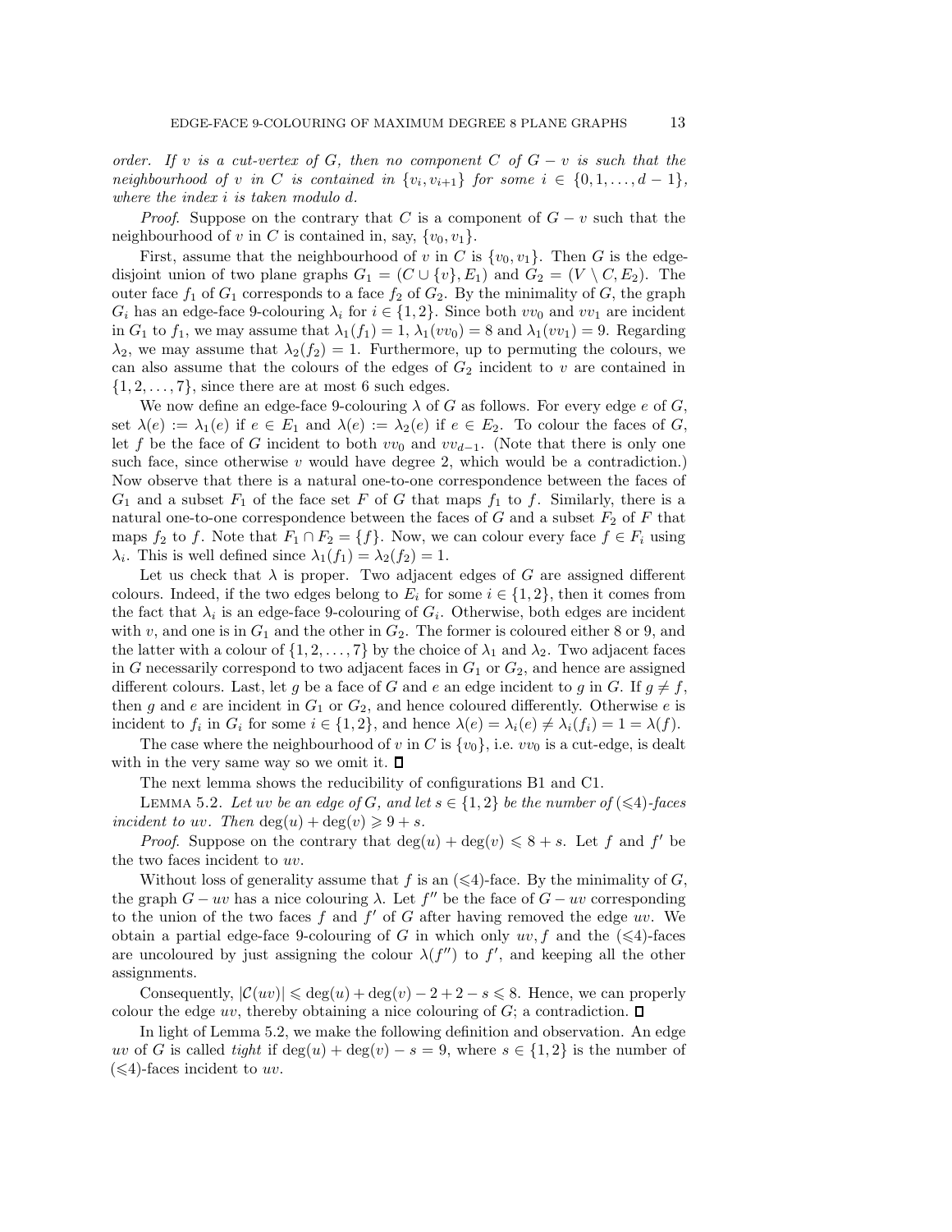*order. If $v$ is a cut-vertex of $G$, then no component $C$ of $G - v$ is such that the neighbourhood of $v$ in $C$ is contained in $\{v_i, v_{i+1}\}$ for some $i \in \{0, 1, \ldots, d-1\}$, where the index $i$ is taken modulo $d$.*

*Proof.* Suppose on the contrary that $C$ is a component of $G - v$ such that the neighbourhood of $v$ in $C$ is contained in, say, $\{v_0, v_1\}$.

First, assume that the neighbourhood of $v$ in $C$ is $\{v_0, v_1\}$. Then $G$ is the edge-disjoint union of two plane graphs $G_1 = (C \cup \{v\}, E_1)$ and $G_2 = (V \setminus C, E_2)$. The outer face $f_1$ of $G_1$ corresponds to a face $f_2$ of $G_2$. By the minimality of $G$, the graph $G_i$ has an edge-face 9-colouring $\lambda_i$ for $i \in \{1, 2\}$. Since both $vv_0$ and $vv_1$ are incident in $G_1$ to $f_1$, we may assume that $\lambda_1(f_1) = 1$, $\lambda_1(vv_0) = 8$ and $\lambda_1(vv_1) = 9$. Regarding $\lambda_2$, we may assume that $\lambda_2(f_2) = 1$. Furthermore, up to permuting the colours, we can also assume that the colours of the edges of $G_2$ incident to $v$ are contained in $\{1, 2, \ldots, 7\}$, since there are at most 6 such edges.

We now define an edge-face 9-colouring $\lambda$ of $G$ as follows. For every edge $e$ of $G$, set $\lambda(e) := \lambda_1(e)$ if $e \in E_1$ and $\lambda(e) := \lambda_2(e)$ if $e \in E_2$. To colour the faces of $G$, let $f$ be the face of $G$ incident to both $vv_0$ and $vv_{d-1}$. (Note that there is only one such face, since otherwise $v$ would have degree 2, which would be a contradiction.) Now observe that there is a natural one-to-one correspondence between the faces of $G_1$ and a subset $F_1$ of the face set $F$ of $G$ that maps $f_1$ to $f$. Similarly, there is a natural one-to-one correspondence between the faces of $G$ and a subset $F_2$ of $F$ that maps $f_2$ to $f$. Note that $F_1 \cap F_2 = \{f\}$. Now, we can colour every face $f \in F_i$ using $\lambda_i$. This is well defined since $\lambda_1(f_1) = \lambda_2(f_2) = 1$.

Let us check that $\lambda$ is proper. Two adjacent edges of $G$ are assigned different colours. Indeed, if the two edges belong to $E_i$ for some $i \in \{1, 2\}$, then it comes from the fact that $\lambda_i$ is an edge-face 9-colouring of $G_i$. Otherwise, both edges are incident with $v$, and one is in $G_1$ and the other in $G_2$. The former is coloured either 8 or 9, and the latter with a colour of $\{1, 2, \ldots, 7\}$ by the choice of $\lambda_1$ and $\lambda_2$. Two adjacent faces in $G$ necessarily correspond to two adjacent faces in $G_1$ or $G_2$, and hence are assigned different colours. Last, let $g$ be a face of $G$ and $e$ an edge incident to $g$ in $G$. If $g \neq f$, then $g$ and $e$ are incident in $G_1$ or $G_2$, and hence coloured differently. Otherwise $e$ is incident to $f_i$ in $G_i$ for some $i \in \{1, 2\}$, and hence $\lambda(e) = \lambda_i(e) \neq \lambda_i(f_i) = 1 = \lambda(f)$.

The case where the neighbourhood of $v$ in $C$ is $\{v_0\}$, i.e. $vv_0$ is a cut-edge, is dealt with in the very same way so we omit it. $\square$

The next lemma shows the reducibility of configurations B1 and C1.

Lemma 5.2. *Let $uv$ be an edge of $G$, and let $s \in \{1, 2\}$ be the number of ($\leqslant$4)-faces incident to $uv$. Then $\deg(u) + \deg(v) \geqslant 9 + s$.*

*Proof.* Suppose on the contrary that $\deg(u) + \deg(v) \leqslant 8 + s$. Let $f$ and $f'$ be the two faces incident to $uv$.

Without loss of generality assume that $f$ is an ($\leqslant$4)-face. By the minimality of $G$, the graph $G - uv$ has a nice colouring $\lambda$. Let $f''$ be the face of $G - uv$ corresponding to the union of the two faces $f$ and $f'$ of $G$ after having removed the edge $uv$. We obtain a partial edge-face 9-colouring of $G$ in which only $uv, f$ and the ($\leqslant$4)-faces are uncoloured by just assigning the colour $\lambda(f'')$ to $f'$, and keeping all the other assignments.

Consequently, $|\mathcal{C}(uv)| \leqslant \deg(u) + \deg(v) - 2 + 2 - s \leqslant 8$. Hence, we can properly colour the edge $uv$, thereby obtaining a nice colouring of $G$; a contradiction. $\square$

In light of Lemma 5.2, we make the following definition and observation. An edge $uv$ of $G$ is called *tight* if $\deg(u) + \deg(v) - s = 9$, where $s \in \{1, 2\}$ is the number of ($\leqslant$4)-faces incident to $uv$.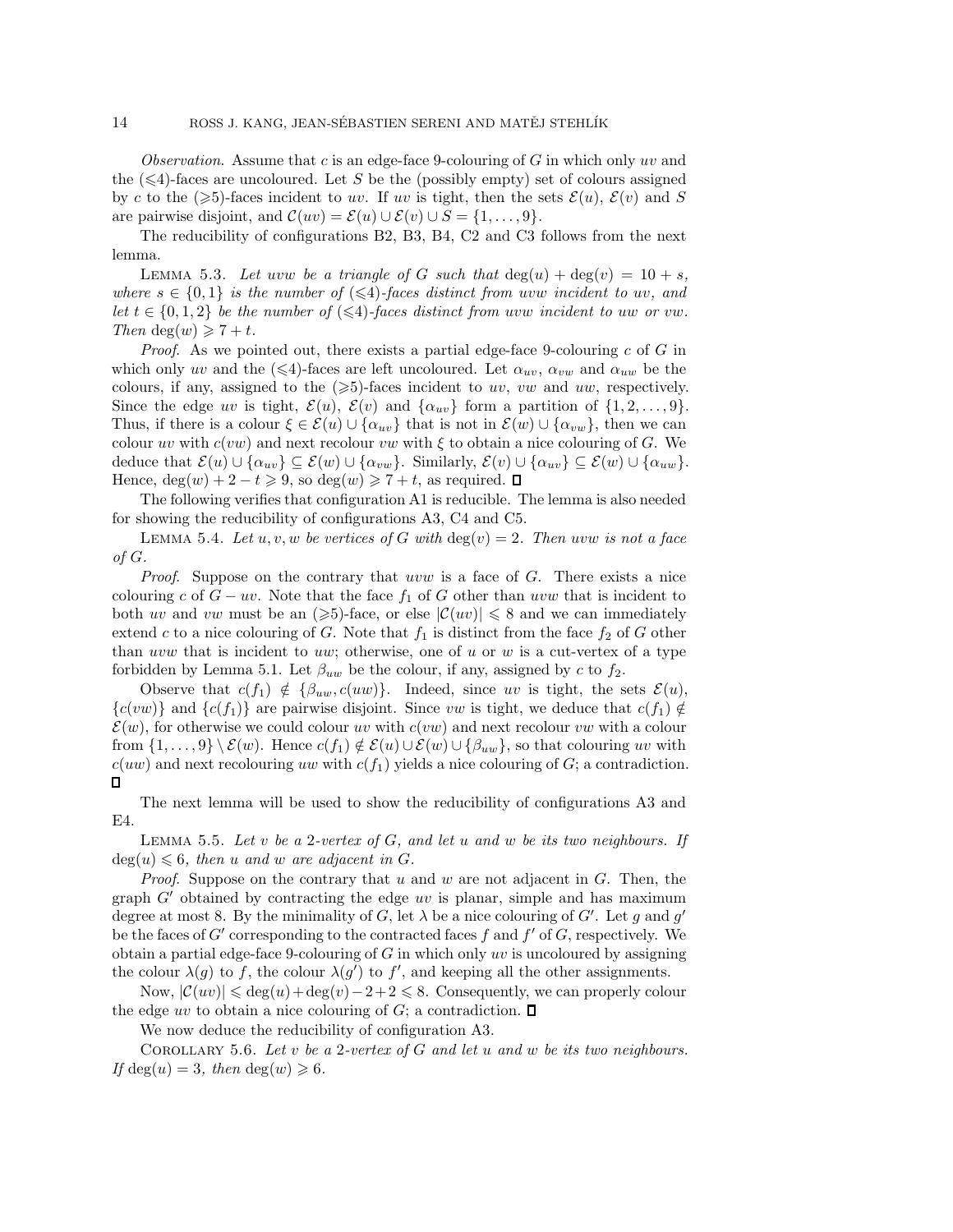*Observation.* Assume that $c$ is an edge-face 9-colouring of $G$ in which only $uv$ and the ($\leqslant$4)-faces are uncoloured. Let $S$ be the (possibly empty) set of colours assigned by $c$ to the ($\geqslant$5)-faces incident to $uv$. If $uv$ is tight, then the sets $\mathcal{E}(u)$, $\mathcal{E}(v)$ and $S$ are pairwise disjoint, and $\mathcal{C}(uv) = \mathcal{E}(u) \cup \mathcal{E}(v) \cup S = \{1, \ldots, 9\}$.

The reducibility of configurations B2, B3, B4, C2 and C3 follows from the next lemma.

Lemma 5.3. *Let $uvw$ be a triangle of $G$ such that $\deg(u) + \deg(v) = 10 + s$, where $s \in \{0, 1\}$ is the number of ($\leqslant$4)-faces distinct from $uvw$ incident to $uv$, and let $t \in \{0, 1, 2\}$ be the number of ($\leqslant$4)-faces distinct from $uvw$ incident to $uw$ or $vw$. Then $\deg(w) \geqslant 7 + t$.*

*Proof.* As we pointed out, there exists a partial edge-face 9-colouring $c$ of $G$ in which only $uv$ and the ($\leqslant$4)-faces are left uncoloured. Let $\alpha_{uv}$, $\alpha_{vw}$ and $\alpha_{uw}$ be the colours, if any, assigned to the ($\geqslant$5)-faces incident to $uv$, $vw$ and $uw$, respectively. Since the edge $uv$ is tight, $\mathcal{E}(u)$, $\mathcal{E}(v)$ and $\{\alpha_{uv}\}$ form a partition of $\{1, 2, \ldots, 9\}$. Thus, if there is a colour $\xi \in \mathcal{E}(u) \cup \{\alpha_{uv}\}$ that is not in $\mathcal{E}(w) \cup \{\alpha_{vw}\}$, then we can colour $uv$ with $c(vw)$ and next recolour $vw$ with $\xi$ to obtain a nice colouring of $G$. We deduce that $\mathcal{E}(u) \cup \{\alpha_{uv}\} \subseteq \mathcal{E}(w) \cup \{\alpha_{vw}\}$. Similarly, $\mathcal{E}(v) \cup \{\alpha_{uv}\} \subseteq \mathcal{E}(w) \cup \{\alpha_{uw}\}$. Hence, $\deg(w) + 2 - t \geqslant 9$, so $\deg(w) \geqslant 7 + t$, as required. ◻

The following verifies that configuration A1 is reducible. The lemma is also needed for showing the reducibility of configurations A3, C4 and C5.

Lemma 5.4. *Let $u, v, w$ be vertices of $G$ with $\deg(v) = 2$. Then $uvw$ is not a face of $G$.*

*Proof.* Suppose on the contrary that $uvw$ is a face of $G$. There exists a nice colouring $c$ of $G - uv$. Note that the face $f_1$ of $G$ other than $uvw$ that is incident to both $uv$ and $vw$ must be an ($\geqslant$5)-face, or else $|\mathcal{C}(uv)| \leqslant 8$ and we can immediately extend $c$ to a nice colouring of $G$. Note that $f_1$ is distinct from the face $f_2$ of $G$ other than $uvw$ that is incident to $uw$; otherwise, one of $u$ or $w$ is a cut-vertex of a type forbidden by Lemma 5.1. Let $\beta_{uw}$ be the colour, if any, assigned by $c$ to $f_2$.

Observe that $c(f_1) \notin \{\beta_{uw}, c(uw)\}$. Indeed, since $uv$ is tight, the sets $\mathcal{E}(u)$, $\{c(vw)\}$ and $\{c(f_1)\}$ are pairwise disjoint. Since $vw$ is tight, we deduce that $c(f_1) \notin \mathcal{E}(w)$, for otherwise we could colour $uv$ with $c(vw)$ and next recolour $vw$ with a colour from $\{1, \ldots, 9\} \setminus \mathcal{E}(w)$. Hence $c(f_1) \notin \mathcal{E}(u) \cup \mathcal{E}(w) \cup \{\beta_{uw}\}$, so that colouring $uv$ with $c(uw)$ and next recolouring $uw$ with $c(f_1)$ yields a nice colouring of $G$; a contradiction. ◻

The next lemma will be used to show the reducibility of configurations A3 and E4.

Lemma 5.5. *Let $v$ be a 2-vertex of $G$, and let $u$ and $w$ be its two neighbours. If $\deg(u) \leqslant 6$, then $u$ and $w$ are adjacent in $G$.*

*Proof.* Suppose on the contrary that $u$ and $w$ are not adjacent in $G$. Then, the graph $G'$ obtained by contracting the edge $uv$ is planar, simple and has maximum degree at most 8. By the minimality of $G$, let $\lambda$ be a nice colouring of $G'$. Let $g$ and $g'$ be the faces of $G'$ corresponding to the contracted faces $f$ and $f'$ of $G$, respectively. We obtain a partial edge-face 9-colouring of $G$ in which only $uv$ is uncoloured by assigning the colour $\lambda(g)$ to $f$, the colour $\lambda(g')$ to $f'$, and keeping all the other assignments.

Now, $|\mathcal{C}(uv)| \leqslant \deg(u) + \deg(v) - 2 + 2 \leqslant 8$. Consequently, we can properly colour the edge $uv$ to obtain a nice colouring of $G$; a contradiction. ◻

We now deduce the reducibility of configuration A3.

Corollary 5.6. *Let $v$ be a 2-vertex of $G$ and let $u$ and $w$ be its two neighbours. If $\deg(u) = 3$, then $\deg(w) \geqslant 6$.*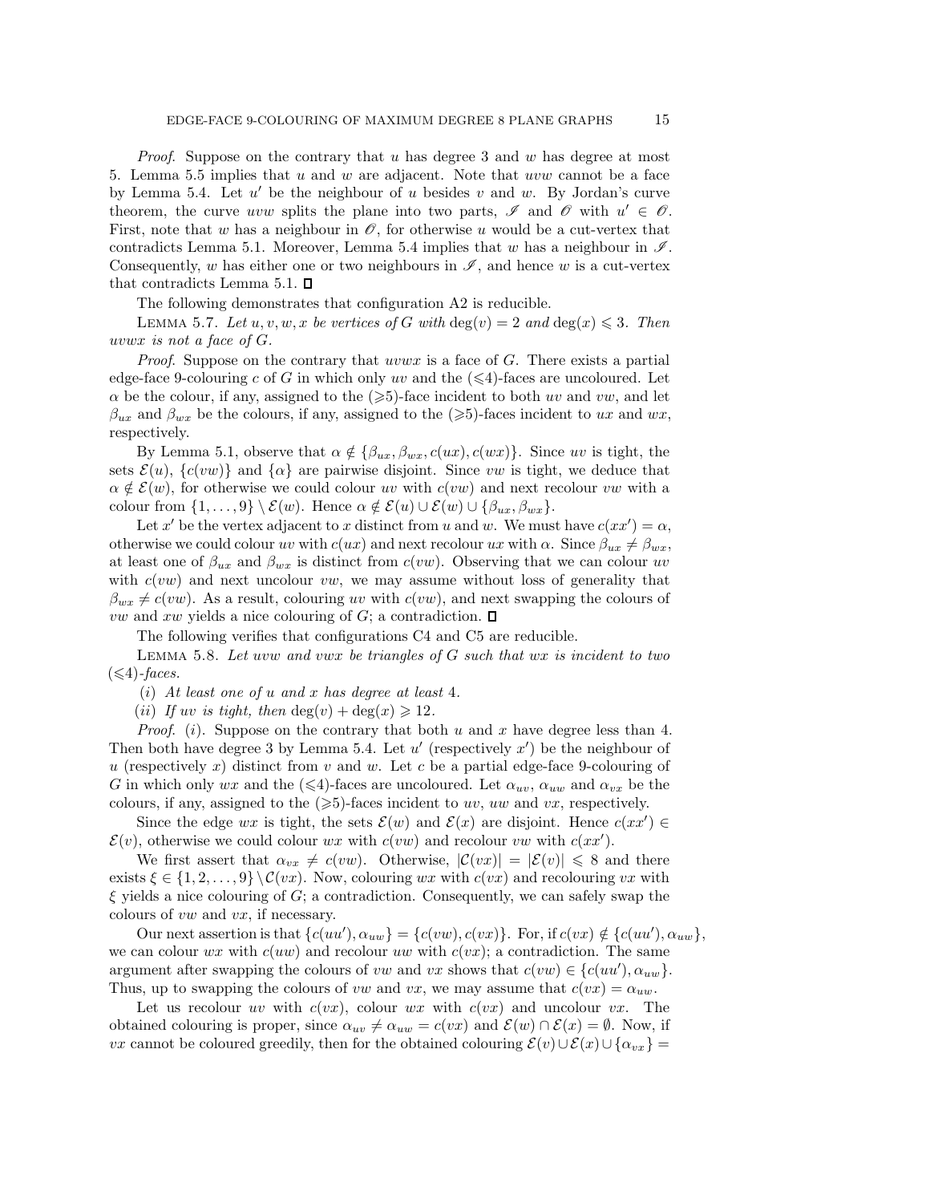*Proof*. Suppose on the contrary that $u$ has degree 3 and $w$ has degree at most 5. Lemma 5.5 implies that $u$ and $w$ are adjacent. Note that $uvw$ cannot be a face by Lemma 5.4. Let $u'$ be the neighbour of $u$ besides $v$ and $w$. By Jordan's curve theorem, the curve $uvw$ splits the plane into two parts, $\mathscr{I}$ and $\mathscr{O}$ with $u' \in \mathscr{O}$. First, note that $w$ has a neighbour in $\mathscr{O}$, for otherwise $u$ would be a cut-vertex that contradicts Lemma 5.1. Moreover, Lemma 5.4 implies that $w$ has a neighbour in $\mathscr{I}$. Consequently, $w$ has either one or two neighbours in $\mathscr{I}$, and hence $w$ is a cut-vertex that contradicts Lemma 5.1. $\square$

The following demonstrates that configuration A2 is reducible.

Lemma 5.7. *Let $u, v, w, x$ be vertices of $G$ with $\deg(v) = 2$ and $\deg(x) \leqslant 3$. Then $uvwx$ is not a face of $G$.*

*Proof*. Suppose on the contrary that $uvwx$ is a face of $G$. There exists a partial edge-face 9-colouring $c$ of $G$ in which only $uv$ and the ($\leqslant$4)-faces are uncoloured. Let $\alpha$ be the colour, if any, assigned to the ($\geqslant$5)-face incident to both $uv$ and $vw$, and let $\beta_{ux}$ and $\beta_{wx}$ be the colours, if any, assigned to the ($\geqslant$5)-faces incident to $ux$ and $wx$, respectively.

By Lemma 5.1, observe that $\alpha \notin \{\beta_{ux}, \beta_{wx}, c(ux), c(wx)\}$. Since $uv$ is tight, the sets $\mathcal{E}(u)$, $\{c(vw)\}$ and $\{\alpha\}$ are pairwise disjoint. Since $vw$ is tight, we deduce that $\alpha \notin \mathcal{E}(w)$, for otherwise we could colour $uv$ with $c(vw)$ and next recolour $vw$ with a colour from $\{1, \ldots, 9\} \setminus \mathcal{E}(w)$. Hence $\alpha \notin \mathcal{E}(u) \cup \mathcal{E}(w) \cup \{\beta_{ux}, \beta_{wx}\}$.

Let $x'$ be the vertex adjacent to $x$ distinct from $u$ and $w$. We must have $c(xx') = \alpha$, otherwise we could colour $uv$ with $c(ux)$ and next recolour $ux$ with $\alpha$. Since $\beta_{ux} \neq \beta_{wx}$, at least one of $\beta_{ux}$ and $\beta_{wx}$ is distinct from $c(vw)$. Observing that we can colour $uv$ with $c(vw)$ and next uncolour $vw$, we may assume without loss of generality that $\beta_{wx} \neq c(vw)$. As a result, colouring $uv$ with $c(vw)$, and next swapping the colours of $vw$ and $xw$ yields a nice colouring of $G$; a contradiction. $\square$

The following verifies that configurations C4 and C5 are reducible.

Lemma 5.8. *Let $uvw$ and $vwx$ be triangles of $G$ such that $wx$ is incident to two ($\leqslant$4)-faces.*

(*i*) *At least one of $u$ and $x$ has degree at least 4.*

(*ii*) *If $uv$ is tight, then $\deg(v) + \deg(x) \geqslant 12$.*

*Proof*. (*i*). Suppose on the contrary that both $u$ and $x$ have degree less than 4. Then both have degree 3 by Lemma 5.4. Let $u'$ (respectively $x'$) be the neighbour of $u$ (respectively $x$) distinct from $v$ and $w$. Let $c$ be a partial edge-face 9-colouring of $G$ in which only $wx$ and the ($\leqslant$4)-faces are uncoloured. Let $\alpha_{uv}$, $\alpha_{uw}$ and $\alpha_{vx}$ be the colours, if any, assigned to the ($\geqslant$5)-faces incident to $uv$, $uw$ and $vx$, respectively.

Since the edge $wx$ is tight, the sets $\mathcal{E}(w)$ and $\mathcal{E}(x)$ are disjoint. Hence $c(xx') \in \mathcal{E}(v)$, otherwise we could colour $wx$ with $c(vw)$ and recolour $vw$ with $c(xx')$.

We first assert that $\alpha_{vx} \neq c(vw)$. Otherwise, $|\mathcal{C}(vx)| = |\mathcal{E}(v)| \leqslant 8$ and there exists $\xi \in \{1, 2, \ldots, 9\} \setminus \mathcal{C}(vx)$. Now, colouring $wx$ with $c(vx)$ and recolouring $vx$ with $\xi$ yields a nice colouring of $G$; a contradiction. Consequently, we can safely swap the colours of $vw$ and $vx$, if necessary.

Our next assertion is that $\{c(uu'), \alpha_{uw}\} = \{c(vw), c(vx)\}$. For, if $c(vx) \notin \{c(uu'), \alpha_{uw}\}$, we can colour $wx$ with $c(uw)$ and recolour $uw$ with $c(vx)$; a contradiction. The same argument after swapping the colours of $vw$ and $vx$ shows that $c(vw) \in \{c(uu'), \alpha_{uw}\}$. Thus, up to swapping the colours of $vw$ and $vx$, we may assume that $c(vx) = \alpha_{uw}$.

Let us recolour $uv$ with $c(vx)$, colour $wx$ with $c(vx)$ and uncolour $vx$. The obtained colouring is proper, since $\alpha_{uv} \neq \alpha_{uw} = c(vx)$ and $\mathcal{E}(w) \cap \mathcal{E}(x) = \emptyset$. Now, if $vx$ cannot be coloured greedily, then for the obtained colouring $\mathcal{E}(v) \cup \mathcal{E}(x) \cup \{\alpha_{vx}\} =$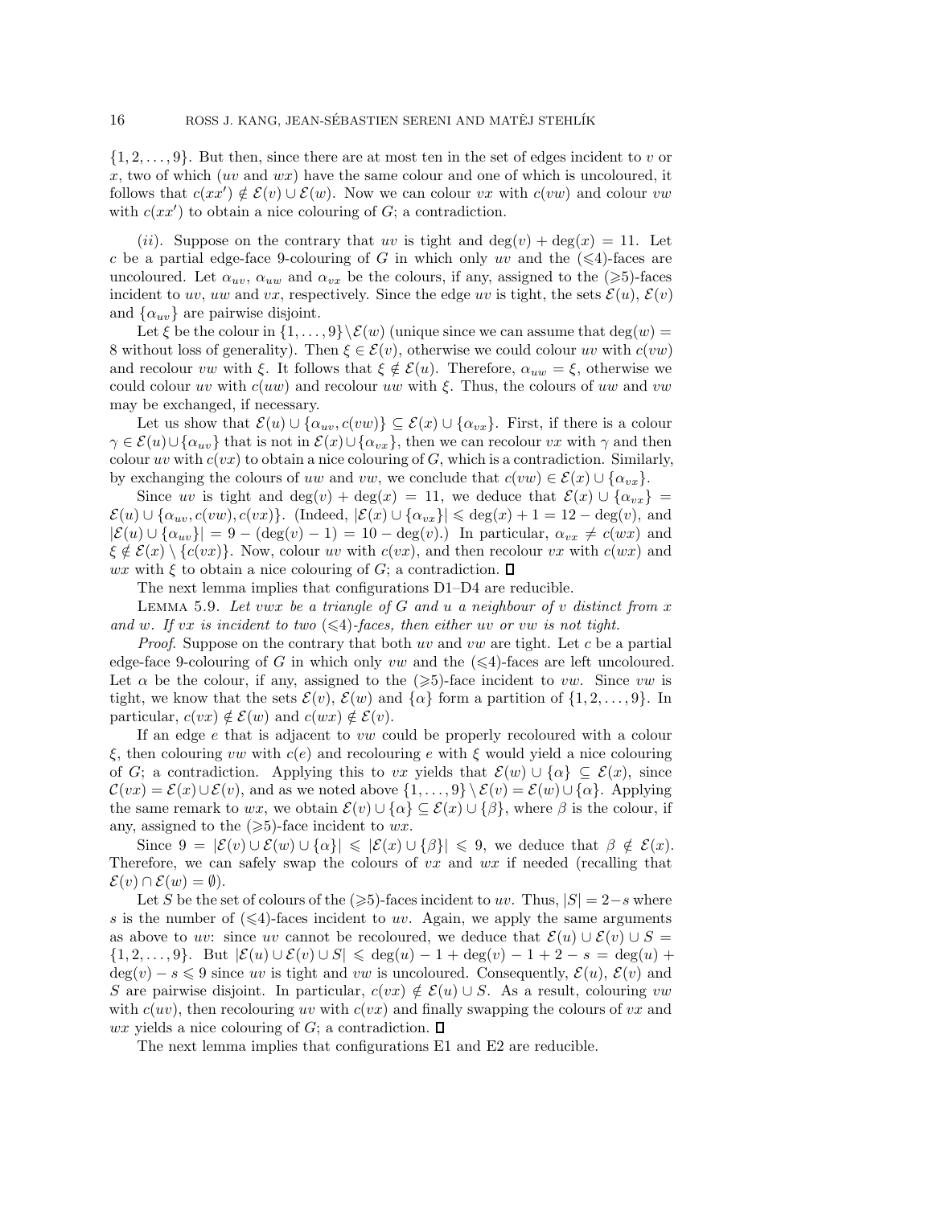$\{1, 2, \ldots, 9\}$. But then, since there are at most ten in the set of edges incident to $v$ or $x$, two of which ($uv$ and $wx$) have the same colour and one of which is uncoloured, it follows that $c(xx') \notin \mathcal{E}(v) \cup \mathcal{E}(w)$. Now we can colour $vx$ with $c(vw)$ and colour $vw$ with $c(xx')$ to obtain a nice colouring of $G$; a contradiction.

($ii$). Suppose on the contrary that $uv$ is tight and $\deg(v) + \deg(x) = 11$. Let $c$ be a partial edge-face 9-colouring of $G$ in which only $uv$ and the ($\leqslant$4)-faces are uncoloured. Let $\alpha_{uv}$, $\alpha_{uw}$ and $\alpha_{vx}$ be the colours, if any, assigned to the ($\geqslant$5)-faces incident to $uv$, $uw$ and $vx$, respectively. Since the edge $uv$ is tight, the sets $\mathcal{E}(u)$, $\mathcal{E}(v)$ and $\{\alpha_{uv}\}$ are pairwise disjoint.

Let $\xi$ be the colour in $\{1, \ldots, 9\} \setminus \mathcal{E}(w)$ (unique since we can assume that $\deg(w) = 8$ without loss of generality). Then $\xi \in \mathcal{E}(v)$, otherwise we could colour $uv$ with $c(vw)$ and recolour $vw$ with $\xi$. It follows that $\xi \notin \mathcal{E}(u)$. Therefore, $\alpha_{uw} = \xi$, otherwise we could colour $uv$ with $c(uw)$ and recolour $uw$ with $\xi$. Thus, the colours of $uw$ and $vw$ may be exchanged, if necessary.

Let us show that $\mathcal{E}(u) \cup \{\alpha_{uv}, c(vw)\} \subseteq \mathcal{E}(x) \cup \{\alpha_{vx}\}$. First, if there is a colour $\gamma \in \mathcal{E}(u) \cup \{\alpha_{uv}\}$ that is not in $\mathcal{E}(x) \cup \{\alpha_{vx}\}$, then we can recolour $vx$ with $\gamma$ and then colour $uv$ with $c(vx)$ to obtain a nice colouring of $G$, which is a contradiction. Similarly, by exchanging the colours of $uw$ and $vw$, we conclude that $c(vw) \in \mathcal{E}(x) \cup \{\alpha_{vx}\}$.

Since $uv$ is tight and $\deg(v) + \deg(x) = 11$, we deduce that $\mathcal{E}(x) \cup \{\alpha_{vx}\} = \mathcal{E}(u) \cup \{\alpha_{uv}, c(vw), c(vx)\}$. (Indeed, $|\mathcal{E}(x) \cup \{\alpha_{vx}\}| \leqslant \deg(x) + 1 = 12 - \deg(v)$, and $|\mathcal{E}(u) \cup \{\alpha_{uv}\}| = 9 - (\deg(v) - 1) = 10 - \deg(v)$.) In particular, $\alpha_{vx} \neq c(wx)$ and $\xi \notin \mathcal{E}(x) \setminus \{c(vx)\}$. Now, colour $uv$ with $c(vx)$, and then recolour $vx$ with $c(wx)$ and $wx$ with $\xi$ to obtain a nice colouring of $G$; a contradiction. $\square$

The next lemma implies that configurations D1–D4 are reducible.

Lemma 5.9. *Let $vwx$ be a triangle of $G$ and $u$ a neighbour of $v$ distinct from $x$ and $w$. If $vx$ is incident to two ($\leqslant$4)-faces, then either $uv$ or $vw$ is not tight.*

*Proof.* Suppose on the contrary that both $uv$ and $vw$ are tight. Let $c$ be a partial edge-face 9-colouring of $G$ in which only $vw$ and the ($\leqslant$4)-faces are left uncoloured. Let $\alpha$ be the colour, if any, assigned to the ($\geqslant$5)-face incident to $vw$. Since $vw$ is tight, we know that the sets $\mathcal{E}(v)$, $\mathcal{E}(w)$ and $\{\alpha\}$ form a partition of $\{1, 2, \ldots, 9\}$. In particular, $c(vx) \notin \mathcal{E}(w)$ and $c(wx) \notin \mathcal{E}(v)$.

If an edge $e$ that is adjacent to $vw$ could be properly recoloured with a colour $\xi$, then colouring $vw$ with $c(e)$ and recolouring $e$ with $\xi$ would yield a nice colouring of $G$; a contradiction. Applying this to $vx$ yields that $\mathcal{E}(w) \cup \{\alpha\} \subseteq \mathcal{E}(x)$, since $\mathcal{C}(vx) = \mathcal{E}(x) \cup \mathcal{E}(v)$, and as we noted above $\{1, \ldots, 9\} \setminus \mathcal{E}(v) = \mathcal{E}(w) \cup \{\alpha\}$. Applying the same remark to $wx$, we obtain $\mathcal{E}(v) \cup \{\alpha\} \subseteq \mathcal{E}(x) \cup \{\beta\}$, where $\beta$ is the colour, if any, assigned to the ($\geqslant$5)-face incident to $wx$.

Since $9 = |\mathcal{E}(v) \cup \mathcal{E}(w) \cup \{\alpha\}| \leqslant |\mathcal{E}(x) \cup \{\beta\}| \leqslant 9$, we deduce that $\beta \notin \mathcal{E}(x)$. Therefore, we can safely swap the colours of $vx$ and $wx$ if needed (recalling that $\mathcal{E}(v) \cap \mathcal{E}(w) = \emptyset$).

Let $S$ be the set of colours of the ($\geqslant$5)-faces incident to $uv$. Thus, $|S| = 2-s$ where $s$ is the number of ($\leqslant$4)-faces incident to $uv$. Again, we apply the same arguments as above to $uv$: since $uv$ cannot be recoloured, we deduce that $\mathcal{E}(u) \cup \mathcal{E}(v) \cup S = \{1, 2, \ldots, 9\}$. But $|\mathcal{E}(u) \cup \mathcal{E}(v) \cup S| \leqslant \deg(u) - 1 + \deg(v) - 1 + 2 - s = \deg(u) + \deg(v) - s \leqslant 9$ since $uv$ is tight and $vw$ is uncoloured. Consequently, $\mathcal{E}(u)$, $\mathcal{E}(v)$ and $S$ are pairwise disjoint. In particular, $c(vx) \notin \mathcal{E}(u) \cup S$. As a result, colouring $vw$ with $c(uv)$, then recolouring $uv$ with $c(vx)$ and finally swapping the colours of $vx$ and $wx$ yields a nice colouring of $G$; a contradiction. $\square$

The next lemma implies that configurations E1 and E2 are reducible.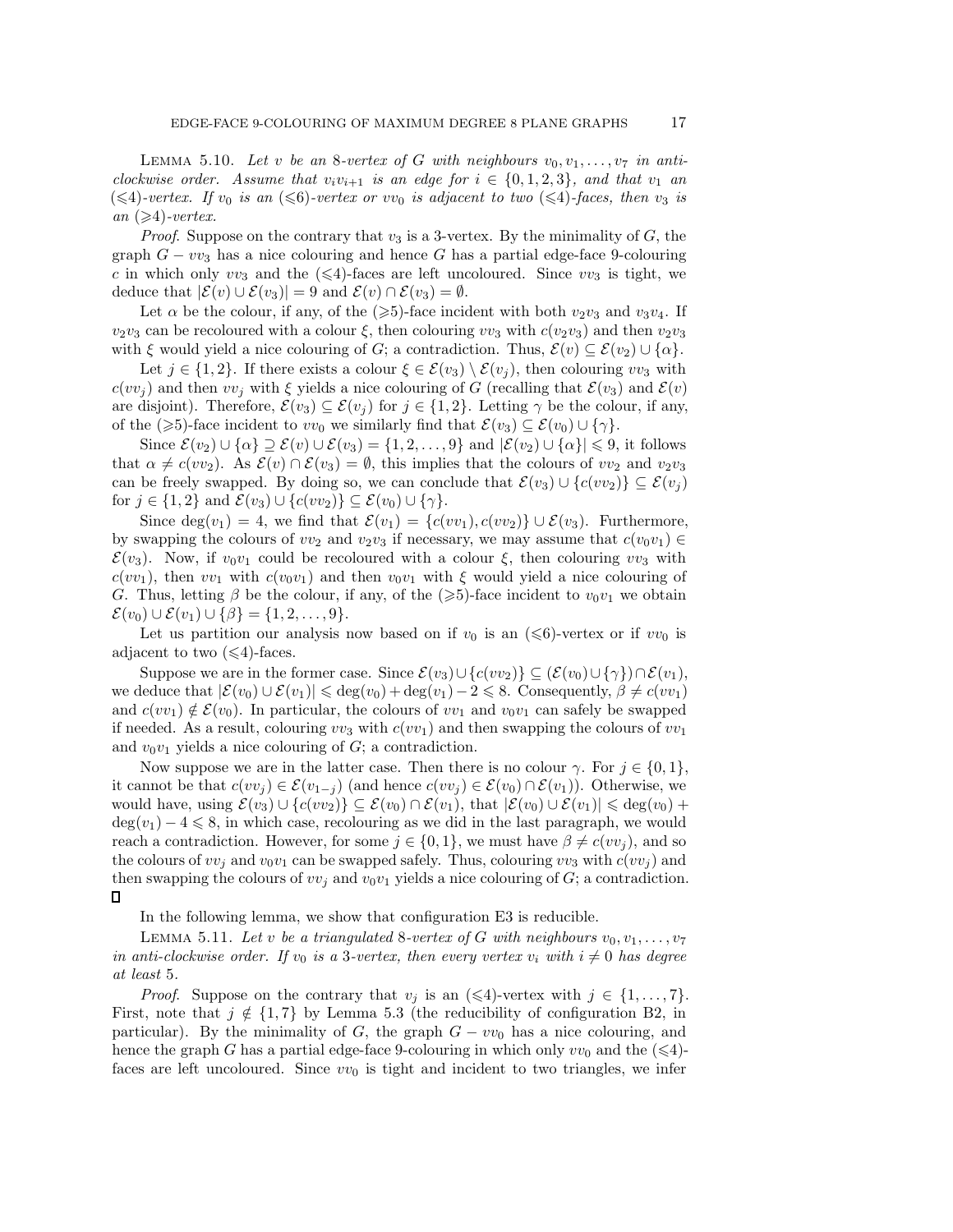**Lemma 5.10.** *Let $v$ be an 8-vertex of $G$ with neighbours $v_0, v_1, \ldots, v_7$ in anti-clockwise order. Assume that $v_iv_{i+1}$ is an edge for $i \in \{0, 1, 2, 3\}$, and that $v_1$ an $(\leqslant 4)$-vertex. If $v_0$ is an $(\leqslant 6)$-vertex or $vv_0$ is adjacent to two $(\leqslant 4)$-faces, then $v_3$ is an $(\geqslant 4)$-vertex.*

*Proof.* Suppose on the contrary that $v_3$ is a 3-vertex. By the minimality of $G$, the graph $G - vv_3$ has a nice colouring and hence $G$ has a partial edge-face 9-colouring $c$ in which only $vv_3$ and the $(\leqslant 4)$-faces are left uncoloured. Since $vv_3$ is tight, we deduce that $|\mathcal{E}(v) \cup \mathcal{E}(v_3)| = 9$ and $\mathcal{E}(v) \cap \mathcal{E}(v_3) = \emptyset$.

Let $\alpha$ be the colour, if any, of the $(\geqslant 5)$-face incident with both $v_2v_3$ and $v_3v_4$. If $v_2v_3$ can be recoloured with a colour $\xi$, then colouring $vv_3$ with $c(v_2v_3)$ and then $v_2v_3$ with $\xi$ would yield a nice colouring of $G$; a contradiction. Thus, $\mathcal{E}(v) \subseteq \mathcal{E}(v_2) \cup \{\alpha\}$.

Let $j \in \{1, 2\}$. If there exists a colour $\xi \in \mathcal{E}(v_3) \setminus \mathcal{E}(v_j)$, then colouring $vv_3$ with $c(vv_j)$ and then $vv_j$ with $\xi$ yields a nice colouring of $G$ (recalling that $\mathcal{E}(v_3)$ and $\mathcal{E}(v)$ are disjoint). Therefore, $\mathcal{E}(v_3) \subseteq \mathcal{E}(v_j)$ for $j \in \{1, 2\}$. Letting $\gamma$ be the colour, if any, of the $(\geqslant 5)$-face incident to $vv_0$ we similarly find that $\mathcal{E}(v_3) \subseteq \mathcal{E}(v_0) \cup \{\gamma\}$.

Since $\mathcal{E}(v_2) \cup \{\alpha\} \supseteq \mathcal{E}(v) \cup \mathcal{E}(v_3) = \{1, 2, \ldots, 9\}$ and $|\mathcal{E}(v_2) \cup \{\alpha\}| \leqslant 9$, it follows that $\alpha \neq c(vv_2)$. As $\mathcal{E}(v) \cap \mathcal{E}(v_3) = \emptyset$, this implies that the colours of $vv_2$ and $v_2v_3$ can be freely swapped. By doing so, we can conclude that $\mathcal{E}(v_3) \cup \{c(vv_2)\} \subseteq \mathcal{E}(v_j)$ for $j \in \{1, 2\}$ and $\mathcal{E}(v_3) \cup \{c(vv_2)\} \subseteq \mathcal{E}(v_0) \cup \{\gamma\}$.

Since $\deg(v_1) = 4$, we find that $\mathcal{E}(v_1) = \{c(vv_1), c(vv_2)\} \cup \mathcal{E}(v_3)$. Furthermore, by swapping the colours of $vv_2$ and $v_2v_3$ if necessary, we may assume that $c(v_0v_1) \in \mathcal{E}(v_3)$. Now, if $v_0v_1$ could be recoloured with a colour $\xi$, then colouring $vv_3$ with $c(vv_1)$, then $vv_1$ with $c(v_0v_1)$ and then $v_0v_1$ with $\xi$ would yield a nice colouring of $G$. Thus, letting $\beta$ be the colour, if any, of the $(\geqslant 5)$-face incident to $v_0v_1$ we obtain $\mathcal{E}(v_0) \cup \mathcal{E}(v_1) \cup \{\beta\} = \{1, 2, \ldots, 9\}$.

Let us partition our analysis now based on if $v_0$ is an $(\leqslant 6)$-vertex or if $vv_0$ is adjacent to two $(\leqslant 4)$-faces.

Suppose we are in the former case. Since $\mathcal{E}(v_3) \cup \{c(vv_2)\} \subseteq (\mathcal{E}(v_0) \cup \{\gamma\}) \cap \mathcal{E}(v_1)$, we deduce that $|\mathcal{E}(v_0) \cup \mathcal{E}(v_1)| \leqslant \deg(v_0) + \deg(v_1) - 2 \leqslant 8$. Consequently, $\beta \neq c(vv_1)$ and $c(vv_1) \notin \mathcal{E}(v_0)$. In particular, the colours of $vv_1$ and $v_0v_1$ can safely be swapped if needed. As a result, colouring $vv_3$ with $c(vv_1)$ and then swapping the colours of $vv_1$ and $v_0v_1$ yields a nice colouring of $G$; a contradiction.

Now suppose we are in the latter case. Then there is no colour $\gamma$. For $j \in \{0, 1\}$, it cannot be that $c(vv_j) \in \mathcal{E}(v_{1-j})$ (and hence $c(vv_j) \in \mathcal{E}(v_0) \cap \mathcal{E}(v_1)$). Otherwise, we would have, using $\mathcal{E}(v_3) \cup \{c(vv_2)\} \subseteq \mathcal{E}(v_0) \cap \mathcal{E}(v_1)$, that $|\mathcal{E}(v_0) \cup \mathcal{E}(v_1)| \leqslant \deg(v_0) + \deg(v_1) - 4 \leqslant 8$, in which case, recolouring as we did in the last paragraph, we would reach a contradiction. However, for some $j \in \{0, 1\}$, we must have $\beta \neq c(vv_j)$, and so the colours of $vv_j$ and $v_0v_1$ can be swapped safely. Thus, colouring $vv_3$ with $c(vv_j)$ and then swapping the colours of $vv_j$ and $v_0v_1$ yields a nice colouring of $G$; a contradiction. $\square$

In the following lemma, we show that configuration E3 is reducible.

**Lemma 5.11.** *Let $v$ be a triangulated 8-vertex of $G$ with neighbours $v_0, v_1, \ldots, v_7$ in anti-clockwise order. If $v_0$ is a 3-vertex, then every vertex $v_i$ with $i \neq 0$ has degree at least 5.*

*Proof.* Suppose on the contrary that $v_j$ is an $(\leqslant 4)$-vertex with $j \in \{1, \ldots, 7\}$. First, note that $j \notin \{1, 7\}$ by Lemma 5.3 (the reducibility of configuration B2, in particular). By the minimality of $G$, the graph $G - vv_0$ has a nice colouring, and hence the graph $G$ has a partial edge-face 9-colouring in which only $vv_0$ and the $(\leqslant 4)$-faces are left uncoloured. Since $vv_0$ is tight and incident to two triangles, we infer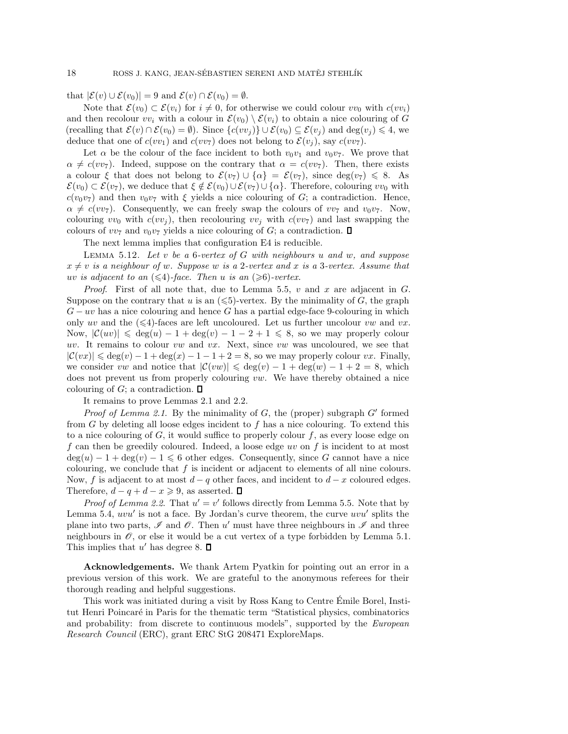that $|\mathcal{E}(v) \cup \mathcal{E}(v_0)| = 9$ and $\mathcal{E}(v) \cap \mathcal{E}(v_0) = \emptyset$.

Note that $\mathcal{E}(v_0) \subset \mathcal{E}(v_i)$ for $i \neq 0$, for otherwise we could colour $vv_0$ with $c(vv_i)$ and then recolour $vv_i$ with a colour in $\mathcal{E}(v_0) \setminus \mathcal{E}(v_i)$ to obtain a nice colouring of $G$ (recalling that $\mathcal{E}(v) \cap \mathcal{E}(v_0) = \emptyset$). Since $\{c(vv_j)\} \cup \mathcal{E}(v_0) \subseteq \mathcal{E}(v_j)$ and $\deg(v_j) \leqslant 4$, we deduce that one of $c(vv_1)$ and $c(vv_7)$ does not belong to $\mathcal{E}(v_j)$, say $c(vv_7)$.

Let $\alpha$ be the colour of the face incident to both $v_0v_1$ and $v_0v_7$. We prove that $\alpha \neq c(vv_7)$. Indeed, suppose on the contrary that $\alpha = c(vv_7)$. Then, there exists a colour $\xi$ that does not belong to $\mathcal{E}(v_7) \cup \{\alpha\} = \mathcal{E}(v_7)$, since $\deg(v_7) \leqslant 8$. As $\mathcal{E}(v_0) \subset \mathcal{E}(v_7)$, we deduce that $\xi \notin \mathcal{E}(v_0) \cup \mathcal{E}(v_7) \cup \{\alpha\}$. Therefore, colouring $vv_0$ with $c(v_0v_7)$ and then $v_0v_7$ with $\xi$ yields a nice colouring of $G$; a contradiction. Hence, $\alpha \neq c(vv_7)$. Consequently, we can freely swap the colours of $vv_7$ and $v_0v_7$. Now, colouring $vv_0$ with $c(vv_j)$, then recolouring $vv_j$ with $c(vv_7)$ and last swapping the colours of $vv_7$ and $v_0v_7$ yields a nice colouring of $G$; a contradiction. $\square$

The next lemma implies that configuration E4 is reducible.

Lemma 5.12. *Let $v$ be a 6-vertex of $G$ with neighbours $u$ and $w$, and suppose $x \neq v$ is a neighbour of $w$. Suppose $w$ is a 2-vertex and $x$ is a 3-vertex. Assume that $uv$ is adjacent to an $(\leqslant 4)$-face. Then $u$ is an $(\geqslant 6)$-vertex.*

*Proof.* First of all note that, due to Lemma 5.5, $v$ and $x$ are adjacent in $G$. Suppose on the contrary that $u$ is an $(\leqslant 5)$-vertex. By the minimality of $G$, the graph $G - uv$ has a nice colouring and hence $G$ has a partial edge-face 9-colouring in which only $uv$ and the $(\leqslant 4)$-faces are left uncoloured. Let us further uncolour $vw$ and $vx$. Now, $|\mathcal{C}(uv)| \leqslant \deg(u) - 1 + \deg(v) - 1 - 2 + 1 \leqslant 8$, so we may properly colour $uv$. It remains to colour $vw$ and $vx$. Next, since $vw$ was uncoloured, we see that $|\mathcal{C}(vx)| \leqslant \deg(v) - 1 + \deg(x) - 1 - 1 + 2 = 8$, so we may properly colour $vx$. Finally, we consider $vw$ and notice that $|\mathcal{C}(vw)| \leqslant \deg(v) - 1 + \deg(w) - 1 + 2 = 8$, which does not prevent us from properly colouring $vw$. We have thereby obtained a nice colouring of $G$; a contradiction. $\square$

It remains to prove Lemmas 2.1 and 2.2.

*Proof of Lemma 2.1.* By the minimality of $G$, the (proper) subgraph $G'$ formed from $G$ by deleting all loose edges incident to $f$ has a nice colouring. To extend this to a nice colouring of $G$, it would suffice to properly colour $f$, as every loose edge on $f$ can then be greedily coloured. Indeed, a loose edge $uv$ on $f$ is incident to at most $\deg(u) - 1 + \deg(v) - 1 \leqslant 6$ other edges. Consequently, since $G$ cannot have a nice colouring, we conclude that $f$ is incident or adjacent to elements of all nine colours. Now, $f$ is adjacent to at most $d - q$ other faces, and incident to $d - x$ coloured edges. Therefore, $d - q + d - x \geqslant 9$, as asserted. $\square$

*Proof of Lemma 2.2.* That $u' = v'$ follows directly from Lemma 5.5. Note that by Lemma 5.4, $uvu'$ is not a face. By Jordan's curve theorem, the curve $uvu'$ splits the plane into two parts, $\mathscr{I}$ and $\mathscr{O}$. Then $u'$ must have three neighbours in $\mathscr{I}$ and three neighbours in $\mathscr{O}$, or else it would be a cut vertex of a type forbidden by Lemma 5.1. This implies that $u'$ has degree 8. $\square$

**Acknowledgements.** We thank Artem Pyatkin for pointing out an error in a previous version of this work. We are grateful to the anonymous referees for their thorough reading and helpful suggestions.

This work was initiated during a visit by Ross Kang to Centre Émile Borel, Institut Henri Poincaré in Paris for the thematic term "Statistical physics, combinatorics and probability: from discrete to continuous models", supported by the *European Research Council* (ERC), grant ERC StG 208471 ExploreMaps.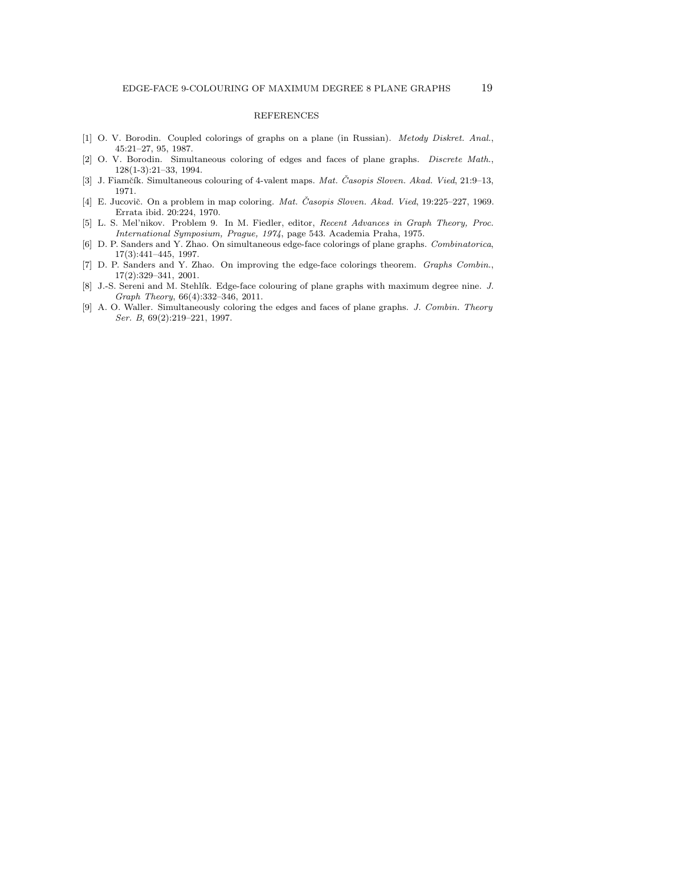## REFERENCES

[1] O. V. Borodin. Coupled colorings of graphs on a plane (in Russian). *Metody Diskret. Anal.*, 45:21–27, 95, 1987.

[2] O. V. Borodin. Simultaneous coloring of edges and faces of plane graphs. *Discrete Math.*, 128(1-3):21–33, 1994.

[3] J. Fiamčík. Simultaneous colouring of 4-valent maps. *Mat. Časopis Sloven. Akad. Vied*, 21:9–13, 1971.

[4] E. Jucovič. On a problem in map coloring. *Mat. Časopis Sloven. Akad. Vied*, 19:225–227, 1969. Errata ibid. 20:224, 1970.

[5] L. S. Mel'nikov. Problem 9. In M. Fiedler, editor, *Recent Advances in Graph Theory, Proc. International Symposium, Prague, 1974*, page 543. Academia Praha, 1975.

[6] D. P. Sanders and Y. Zhao. On simultaneous edge-face colorings of plane graphs. *Combinatorica*, 17(3):441–445, 1997.

[7] D. P. Sanders and Y. Zhao. On improving the edge-face colorings theorem. *Graphs Combin.*, 17(2):329–341, 2001.

[8] J.-S. Sereni and M. Stehlík. Edge-face colouring of plane graphs with maximum degree nine. *J. Graph Theory*, 66(4):332–346, 2011.

[9] A. O. Waller. Simultaneously coloring the edges and faces of plane graphs. *J. Combin. Theory Ser. B*, 69(2):219–221, 1997.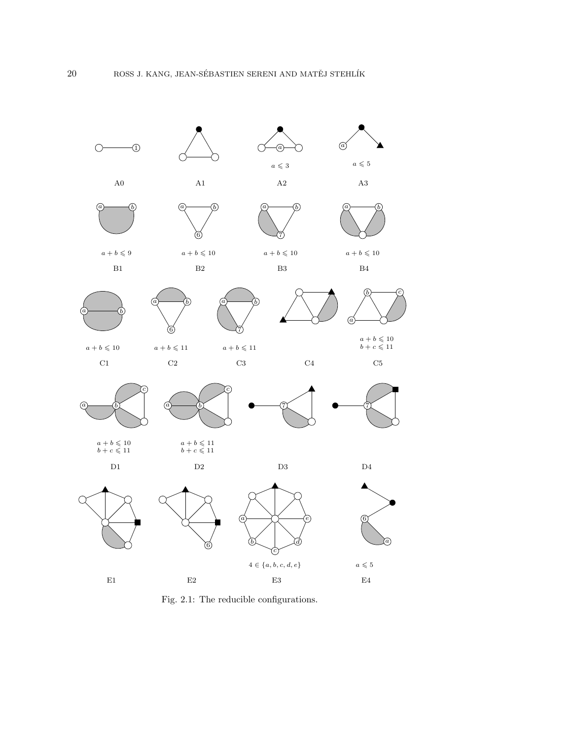A0

$a \leqslant 3$

A1

A2

$a \leqslant 5$

A3

$a + b \leqslant 9$

B1

$a + b \leqslant 10$

B2

$a + b \leqslant 10$

B3

$a + b \leqslant 10$

B4

$a + b \leqslant 10$

C1

$a + b \leqslant 11$

C2

$a + b \leqslant 11$

C3

C4

$a + b \leqslant 10$
$b + c \leqslant 11$

C5

$a + b \leqslant 10$
$b + c \leqslant 11$

D1

$a + b \leqslant 11$
$b + c \leqslant 11$

D2

D3

D4

E1

E2

$4 \in \{a, b, c, d, e\}$

E3

$a \leqslant 5$

E4

Fig. 2.1: The reducible configurations.